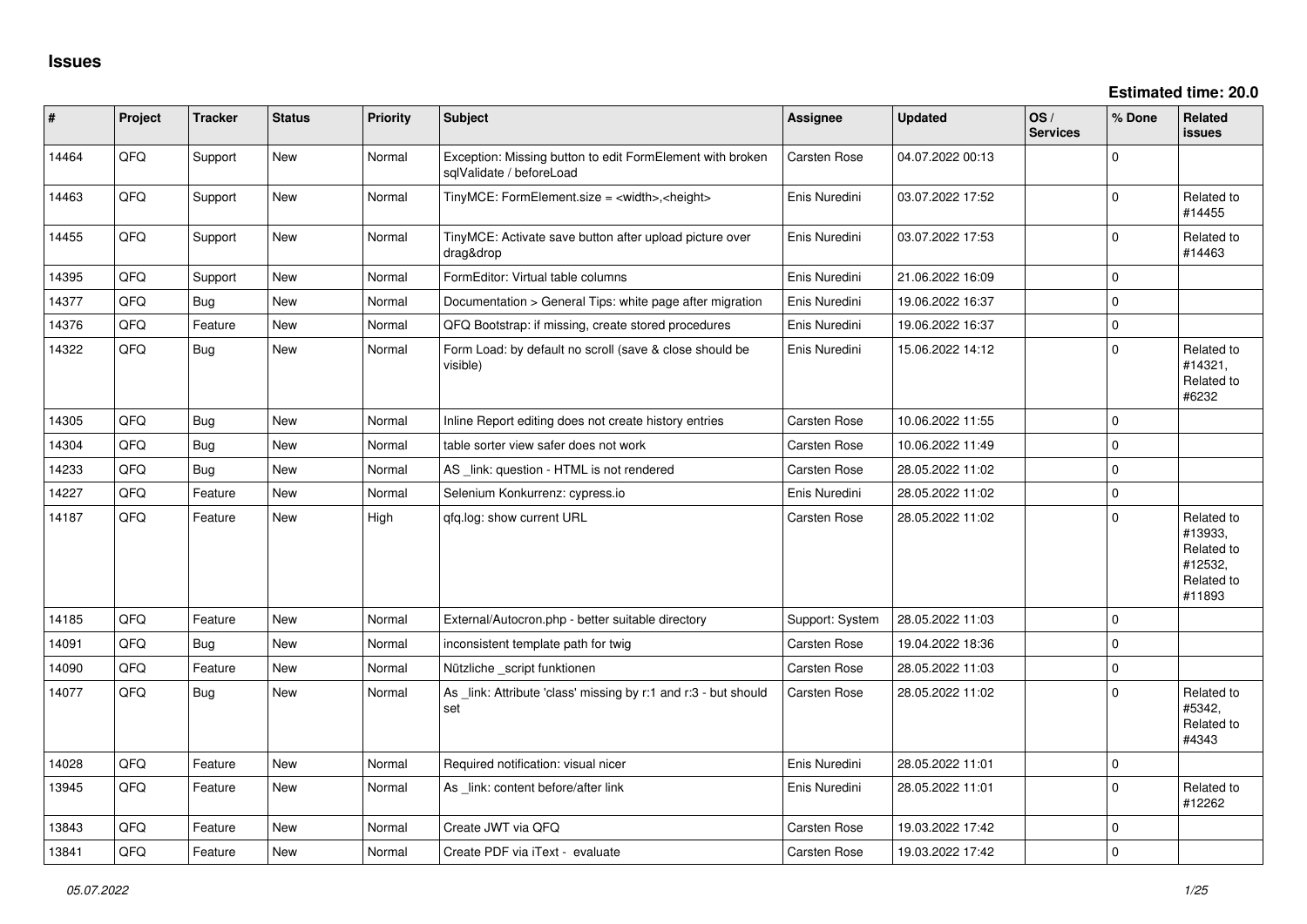# Issues

**Estimated time: 20.0**

| # | Project | Tracker | Status | Priority | Subject | Assignee | Updated | OS / Services | % Done | Related issues |
|---|---|---|---|---|---|---|---|---|---|---|
| 14464 | QFQ | Support | New | Normal | Exception: Missing button to edit FormElement with broken sqlValidate / beforeLoad | Carsten Rose | 04.07.2022 00:13 | | 0 | |
| 14463 | QFQ | Support | New | Normal | TinyMCE: FormElement.size = <width>,<height> | Enis Nuredini | 03.07.2022 17:52 | | 0 | Related to #14455 |
| 14455 | QFQ | Support | New | Normal | TinyMCE: Activate save button after upload picture over drag&drop | Enis Nuredini | 03.07.2022 17:53 | | 0 | Related to #14463 |
| 14395 | QFQ | Support | New | Normal | FormEditor: Virtual table columns | Enis Nuredini | 21.06.2022 16:09 | | 0 | |
| 14377 | QFQ | Bug | New | Normal | Documentation > General Tips: white page after migration | Enis Nuredini | 19.06.2022 16:37 | | 0 | |
| 14376 | QFQ | Feature | New | Normal | QFQ Bootstrap: if missing, create stored procedures | Enis Nuredini | 19.06.2022 16:37 | | 0 | |
| 14322 | QFQ | Bug | New | Normal | Form Load: by default no scroll (save & close should be visible) | Enis Nuredini | 15.06.2022 14:12 | | 0 | Related to #14321, Related to #6232 |
| 14305 | QFQ | Bug | New | Normal | Inline Report editing does not create history entries | Carsten Rose | 10.06.2022 11:55 | | 0 | |
| 14304 | QFQ | Bug | New | Normal | table sorter view safer does not work | Carsten Rose | 10.06.2022 11:49 | | 0 | |
| 14233 | QFQ | Bug | New | Normal | AS _link: question - HTML is not rendered | Carsten Rose | 28.05.2022 11:02 | | 0 | |
| 14227 | QFQ | Feature | New | Normal | Selenium Konkurrenz: cypress.io | Enis Nuredini | 28.05.2022 11:02 | | 0 | |
| 14187 | QFQ | Feature | New | High | qfq.log: show current URL | Carsten Rose | 28.05.2022 11:02 | | 0 | Related to #13933, Related to #12532, Related to #11893 |
| 14185 | QFQ | Feature | New | Normal | External/Autocron.php - better suitable directory | Support: System | 28.05.2022 11:03 | | 0 | |
| 14091 | QFQ | Bug | New | Normal | inconsistent template path for twig | Carsten Rose | 19.04.2022 18:36 | | 0 | |
| 14090 | QFQ | Feature | New | Normal | Nützliche _script funktionen | Carsten Rose | 28.05.2022 11:03 | | 0 | |
| 14077 | QFQ | Bug | New | Normal | As _link: Attribute 'class' missing by r:1 and r:3 - but should set | Carsten Rose | 28.05.2022 11:02 | | 0 | Related to #5342, Related to #4343 |
| 14028 | QFQ | Feature | New | Normal | Required notification: visual nicer | Enis Nuredini | 28.05.2022 11:01 | | 0 | |
| 13945 | QFQ | Feature | New | Normal | As _link: content before/after link | Enis Nuredini | 28.05.2022 11:01 | | 0 | Related to #12262 |
| 13843 | QFQ | Feature | New | Normal | Create JWT via QFQ | Carsten Rose | 19.03.2022 17:42 | | 0 | |
| 13841 | QFQ | Feature | New | Normal | Create PDF via iText - evaluate | Carsten Rose | 19.03.2022 17:42 | | 0 | |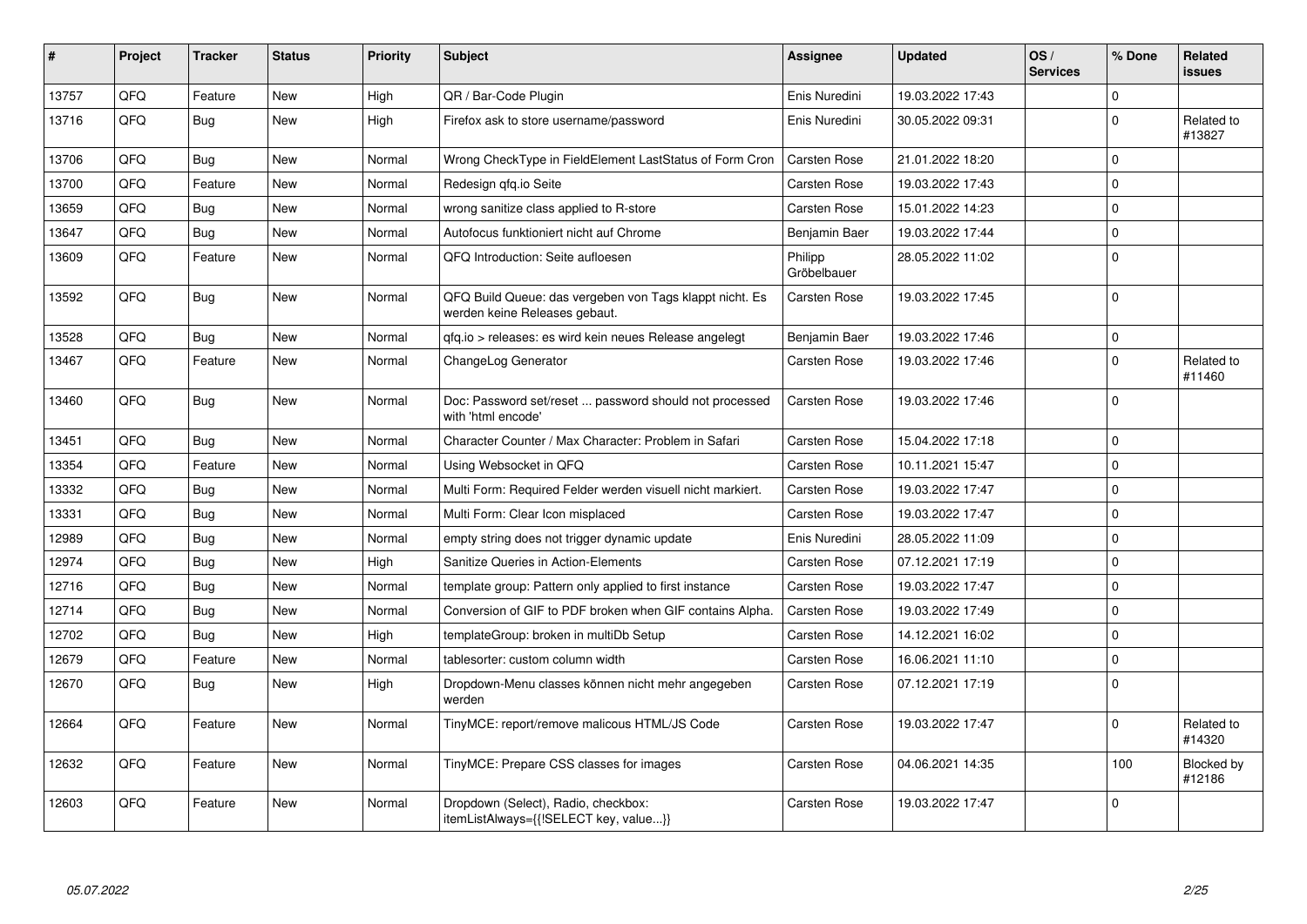| # | Project | Tracker | Status | Priority | Subject | Assignee | Updated | OS / Services | % Done | Related issues |
|---|---|---|---|---|---|---|---|---|---|---|
| 13757 | QFQ | Feature | New | High | QR / Bar-Code Plugin | Enis Nuredini | 19.03.2022 17:43 | | 0 | |
| 13716 | QFQ | Bug | New | High | Firefox ask to store username/password | Enis Nuredini | 30.05.2022 09:31 | | 0 | Related to #13827 |
| 13706 | QFQ | Bug | New | Normal | Wrong CheckType in FieldElement LastStatus of Form Cron | Carsten Rose | 21.01.2022 18:20 | | 0 | |
| 13700 | QFQ | Feature | New | Normal | Redesign qfq.io Seite | Carsten Rose | 19.03.2022 17:43 | | 0 | |
| 13659 | QFQ | Bug | New | Normal | wrong sanitize class applied to R-store | Carsten Rose | 15.01.2022 14:23 | | 0 | |
| 13647 | QFQ | Bug | New | Normal | Autofocus funktioniert nicht auf Chrome | Benjamin Baer | 19.03.2022 17:44 | | 0 | |
| 13609 | QFQ | Feature | New | Normal | QFQ Introduction: Seite aufloesen | Philipp Gröbelbauer | 28.05.2022 11:02 | | 0 | |
| 13592 | QFQ | Bug | New | Normal | QFQ Build Queue: das vergeben von Tags klappt nicht. Es werden keine Releases gebaut. | Carsten Rose | 19.03.2022 17:45 | | 0 | |
| 13528 | QFQ | Bug | New | Normal | qfq.io > releases: es wird kein neues Release angelegt | Benjamin Baer | 19.03.2022 17:46 | | 0 | |
| 13467 | QFQ | Feature | New | Normal | ChangeLog Generator | Carsten Rose | 19.03.2022 17:46 | | 0 | Related to #11460 |
| 13460 | QFQ | Bug | New | Normal | Doc: Password set/reset ... password should not processed with 'html encode' | Carsten Rose | 19.03.2022 17:46 | | 0 | |
| 13451 | QFQ | Bug | New | Normal | Character Counter / Max Character: Problem in Safari | Carsten Rose | 15.04.2022 17:18 | | 0 | |
| 13354 | QFQ | Feature | New | Normal | Using Websocket in QFQ | Carsten Rose | 10.11.2021 15:47 | | 0 | |
| 13332 | QFQ | Bug | New | Normal | Multi Form: Required Felder werden visuell nicht markiert. | Carsten Rose | 19.03.2022 17:47 | | 0 | |
| 13331 | QFQ | Bug | New | Normal | Multi Form: Clear Icon misplaced | Carsten Rose | 19.03.2022 17:47 | | 0 | |
| 12989 | QFQ | Bug | New | Normal | empty string does not trigger dynamic update | Enis Nuredini | 28.05.2022 11:09 | | 0 | |
| 12974 | QFQ | Bug | New | High | Sanitize Queries in Action-Elements | Carsten Rose | 07.12.2021 17:19 | | 0 | |
| 12716 | QFQ | Bug | New | Normal | template group: Pattern only applied to first instance | Carsten Rose | 19.03.2022 17:47 | | 0 | |
| 12714 | QFQ | Bug | New | Normal | Conversion of GIF to PDF broken when GIF contains Alpha. | Carsten Rose | 19.03.2022 17:49 | | 0 | |
| 12702 | QFQ | Bug | New | High | templateGroup: broken in multiDb Setup | Carsten Rose | 14.12.2021 16:02 | | 0 | |
| 12679 | QFQ | Feature | New | Normal | tablesorter: custom column width | Carsten Rose | 16.06.2021 11:10 | | 0 | |
| 12670 | QFQ | Bug | New | High | Dropdown-Menu classes können nicht mehr angegeben werden | Carsten Rose | 07.12.2021 17:19 | | 0 | |
| 12664 | QFQ | Feature | New | Normal | TinyMCE: report/remove malicous HTML/JS Code | Carsten Rose | 19.03.2022 17:47 | | 0 | Related to #14320 |
| 12632 | QFQ | Feature | New | Normal | TinyMCE: Prepare CSS classes for images | Carsten Rose | 04.06.2021 14:35 | | 100 | Blocked by #12186 |
| 12603 | QFQ | Feature | New | Normal | Dropdown (Select), Radio, checkbox: itemListAlways={{!SELECT key, value...}} | Carsten Rose | 19.03.2022 17:47 | | 0 | |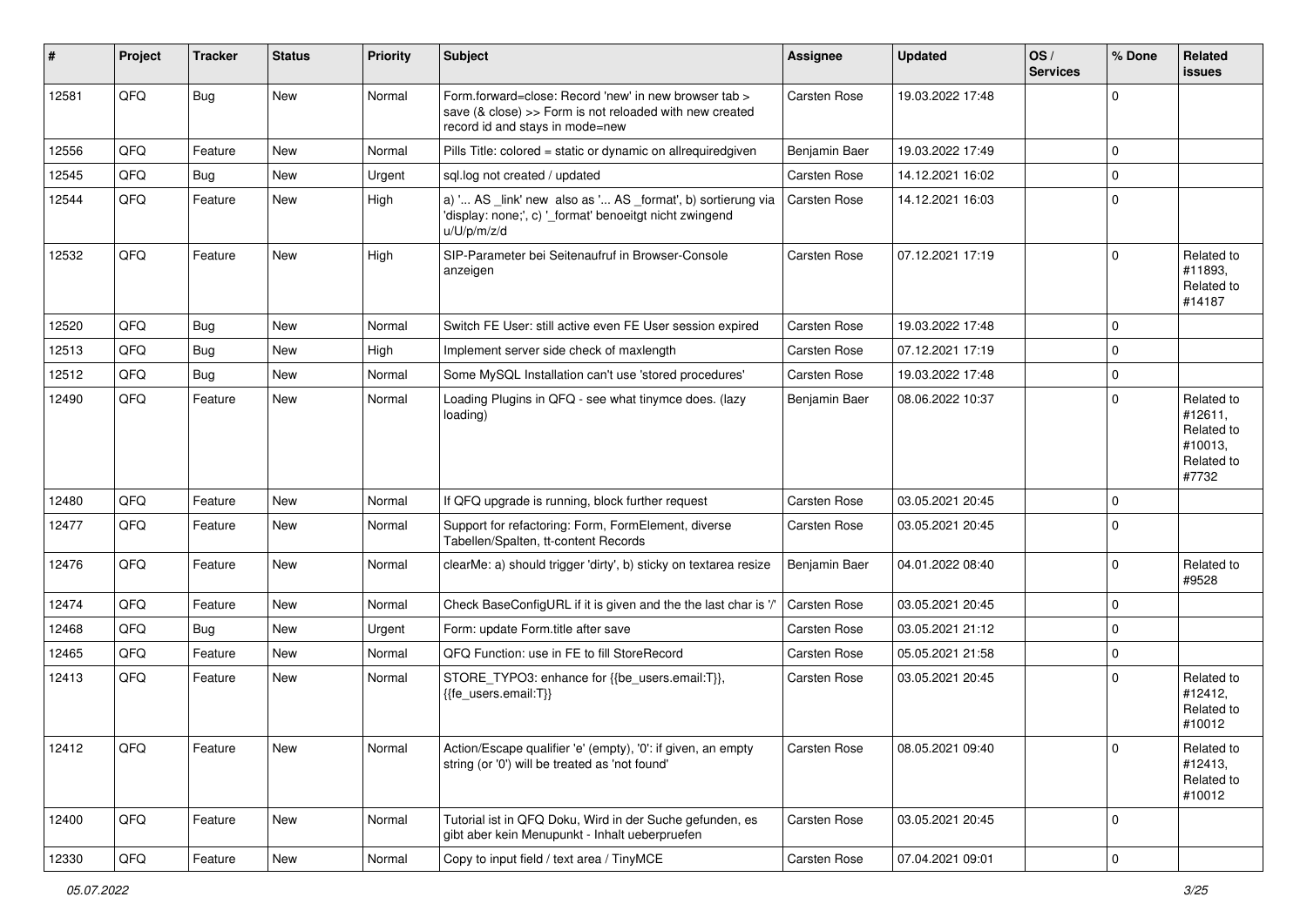| # | Project | Tracker | Status | Priority | Subject | Assignee | Updated | OS / Services | % Done | Related issues |
|---|---|---|---|---|---|---|---|---|---|---|
| 12581 | QFQ | Bug | New | Normal | Form.forward=close: Record 'new' in new browser tab > save (& close) >> Form is not reloaded with new created record id and stays in mode=new | Carsten Rose | 19.03.2022 17:48 | | 0 | |
| 12556 | QFQ | Feature | New | Normal | Pills Title: colored = static or dynamic on allrequiredgiven | Benjamin Baer | 19.03.2022 17:49 | | 0 | |
| 12545 | QFQ | Bug | New | Urgent | sql.log not created / updated | Carsten Rose | 14.12.2021 16:02 | | 0 | |
| 12544 | QFQ | Feature | New | High | a) '... AS _link' new also as '... AS _format', b) sortierung via 'display: none;', c) '_format' benoeitgt nicht zwingend u/U/p/m/z/d | Carsten Rose | 14.12.2021 16:03 | | 0 | |
| 12532 | QFQ | Feature | New | High | SIP-Parameter bei Seitenaufruf in Browser-Console anzeigen | Carsten Rose | 07.12.2021 17:19 | | 0 | Related to #11893, Related to #14187 |
| 12520 | QFQ | Bug | New | Normal | Switch FE User: still active even FE User session expired | Carsten Rose | 19.03.2022 17:48 | | 0 | |
| 12513 | QFQ | Bug | New | High | Implement server side check of maxlength | Carsten Rose | 07.12.2021 17:19 | | 0 | |
| 12512 | QFQ | Bug | New | Normal | Some MySQL Installation can't use 'stored procedures' | Carsten Rose | 19.03.2022 17:48 | | 0 | |
| 12490 | QFQ | Feature | New | Normal | Loading Plugins in QFQ - see what tinymce does. (lazy loading) | Benjamin Baer | 08.06.2022 10:37 | | 0 | Related to #12611, Related to #10013, Related to #7732 |
| 12480 | QFQ | Feature | New | Normal | If QFQ upgrade is running, block further request | Carsten Rose | 03.05.2021 20:45 | | 0 | |
| 12477 | QFQ | Feature | New | Normal | Support for refactoring: Form, FormElement, diverse Tabellen/Spalten, tt-content Records | Carsten Rose | 03.05.2021 20:45 | | 0 | |
| 12476 | QFQ | Feature | New | Normal | clearMe: a) should trigger 'dirty', b) sticky on textarea resize | Benjamin Baer | 04.01.2022 08:40 | | 0 | Related to #9528 |
| 12474 | QFQ | Feature | New | Normal | Check BaseConfigURL if it is given and the the last char is '/' | Carsten Rose | 03.05.2021 20:45 | | 0 | |
| 12468 | QFQ | Bug | New | Urgent | Form: update Form.title after save | Carsten Rose | 03.05.2021 21:12 | | 0 | |
| 12465 | QFQ | Feature | New | Normal | QFQ Function: use in FE to fill StoreRecord | Carsten Rose | 05.05.2021 21:58 | | 0 | |
| 12413 | QFQ | Feature | New | Normal | STORE_TYPO3: enhance for {{be_users.email:T}}, {{fe_users.email:T}} | Carsten Rose | 03.05.2021 20:45 | | 0 | Related to #12412, Related to #10012 |
| 12412 | QFQ | Feature | New | Normal | Action/Escape qualifier 'e' (empty), '0': if given, an empty string (or '0') will be treated as 'not found' | Carsten Rose | 08.05.2021 09:40 | | 0 | Related to #12413, Related to #10012 |
| 12400 | QFQ | Feature | New | Normal | Tutorial ist in QFQ Doku, Wird in der Suche gefunden, es gibt aber kein Menupunkt - Inhalt ueberpruefen | Carsten Rose | 03.05.2021 20:45 | | 0 | |
| 12330 | QFQ | Feature | New | Normal | Copy to input field / text area / TinyMCE | Carsten Rose | 07.04.2021 09:01 | | 0 | |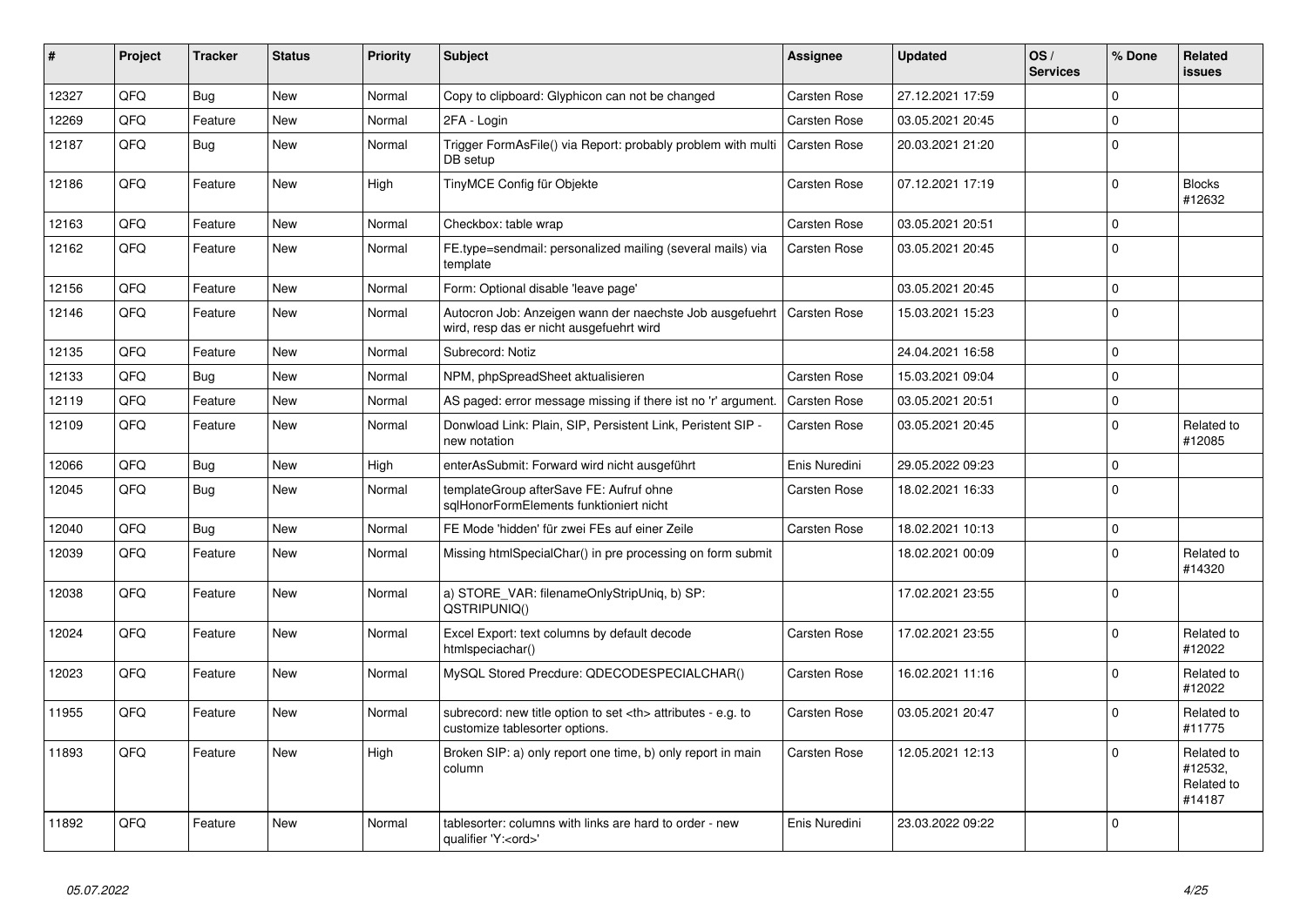| # | Project | Tracker | Status | Priority | Subject | Assignee | Updated | OS / Services | % Done | Related issues |
|---|---|---|---|---|---|---|---|---|---|---|
| 12327 | QFQ | Bug | New | Normal | Copy to clipboard: Glyphicon can not be changed | Carsten Rose | 27.12.2021 17:59 | | 0 | |
| 12269 | QFQ | Feature | New | Normal | 2FA - Login | Carsten Rose | 03.05.2021 20:45 | | 0 | |
| 12187 | QFQ | Bug | New | Normal | Trigger FormAsFile() via Report: probably problem with multi DB setup | Carsten Rose | 20.03.2021 21:20 | | 0 | |
| 12186 | QFQ | Feature | New | High | TinyMCE Config für Objekte | Carsten Rose | 07.12.2021 17:19 | | 0 | Blocks #12632 |
| 12163 | QFQ | Feature | New | Normal | Checkbox: table wrap | Carsten Rose | 03.05.2021 20:51 | | 0 | |
| 12162 | QFQ | Feature | New | Normal | FE.type=sendmail: personalized mailing (several mails) via template | Carsten Rose | 03.05.2021 20:45 | | 0 | |
| 12156 | QFQ | Feature | New | Normal | Form: Optional disable 'leave page' | | 03.05.2021 20:45 | | 0 | |
| 12146 | QFQ | Feature | New | Normal | Autocron Job: Anzeigen wann der naechste Job ausgefuehrt wird, resp das er nicht ausgefuehrt wird | Carsten Rose | 15.03.2021 15:23 | | 0 | |
| 12135 | QFQ | Feature | New | Normal | Subrecord: Notiz | | 24.04.2021 16:58 | | 0 | |
| 12133 | QFQ | Bug | New | Normal | NPM, phpSpreadSheet aktualisieren | Carsten Rose | 15.03.2021 09:04 | | 0 | |
| 12119 | QFQ | Feature | New | Normal | AS paged: error message missing if there ist no 'r' argument. | Carsten Rose | 03.05.2021 20:51 | | 0 | |
| 12109 | QFQ | Feature | New | Normal | Donwload Link: Plain, SIP, Persistent Link, Peristent SIP - new notation | Carsten Rose | 03.05.2021 20:45 | | 0 | Related to #12085 |
| 12066 | QFQ | Bug | New | High | enterAsSubmit: Forward wird nicht ausgeführt | Enis Nuredini | 29.05.2022 09:23 | | 0 | |
| 12045 | QFQ | Bug | New | Normal | templateGroup afterSave FE: Aufruf ohne sqlHonorFormElements funktioniert nicht | Carsten Rose | 18.02.2021 16:33 | | 0 | |
| 12040 | QFQ | Bug | New | Normal | FE Mode 'hidden' für zwei FEs auf einer Zeile | Carsten Rose | 18.02.2021 10:13 | | 0 | |
| 12039 | QFQ | Feature | New | Normal | Missing htmlSpecialChar() in pre processing on form submit | | 18.02.2021 00:09 | | 0 | Related to #14320 |
| 12038 | QFQ | Feature | New | Normal | a) STORE_VAR: filenameOnlyStripUniq, b) SP: QSTRIPUNIQ() | | 17.02.2021 23:55 | | 0 | |
| 12024 | QFQ | Feature | New | Normal | Excel Export: text columns by default decode htmlspeciachar() | Carsten Rose | 17.02.2021 23:55 | | 0 | Related to #12022 |
| 12023 | QFQ | Feature | New | Normal | MySQL Stored Precdure: QDECODESPECIALCHAR() | Carsten Rose | 16.02.2021 11:16 | | 0 | Related to #12022 |
| 11955 | QFQ | Feature | New | Normal | subrecord: new title option to set <th> attributes - e.g. to customize tablesorter options. | Carsten Rose | 03.05.2021 20:47 | | 0 | Related to #11775 |
| 11893 | QFQ | Feature | New | High | Broken SIP: a) only report one time, b) only report in main column | Carsten Rose | 12.05.2021 12:13 | | 0 | Related to #12532, Related to #14187 |
| 11892 | QFQ | Feature | New | Normal | tablesorter: columns with links are hard to order - new qualifier 'Y:<ord>' | Enis Nuredini | 23.03.2022 09:22 | | 0 | |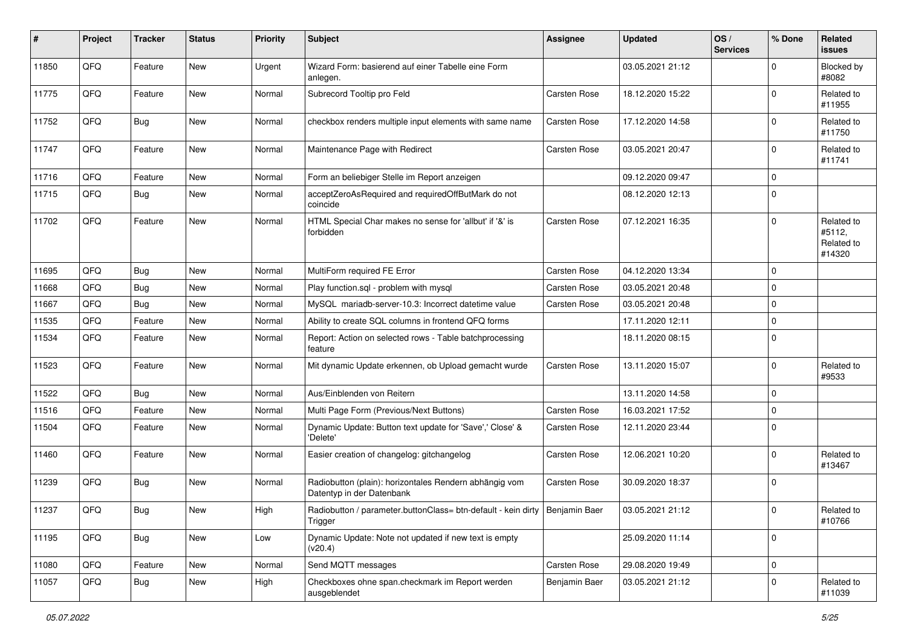| # | Project | Tracker | Status | Priority | Subject | Assignee | Updated | OS / Services | % Done | Related issues |
|---|---|---|---|---|---|---|---|---|---|---|
| 11850 | QFQ | Feature | New | Urgent | Wizard Form: basierend auf einer Tabelle eine Form anlegen. | | 03.05.2021 21:12 | | 0 | Blocked by #8082 |
| 11775 | QFQ | Feature | New | Normal | Subrecord Tooltip pro Feld | Carsten Rose | 18.12.2020 15:22 | | 0 | Related to #11955 |
| 11752 | QFQ | Bug | New | Normal | checkbox renders multiple input elements with same name | Carsten Rose | 17.12.2020 14:58 | | 0 | Related to #11750 |
| 11747 | QFQ | Feature | New | Normal | Maintenance Page with Redirect | Carsten Rose | 03.05.2021 20:47 | | 0 | Related to #11741 |
| 11716 | QFQ | Feature | New | Normal | Form an beliebiger Stelle im Report anzeigen | | 09.12.2020 09:47 | | 0 | |
| 11715 | QFQ | Bug | New | Normal | acceptZeroAsRequired and requiredOffButMark do not coincide | | 08.12.2020 12:13 | | 0 | |
| 11702 | QFQ | Feature | New | Normal | HTML Special Char makes no sense for 'allbut' if '&' is forbidden | Carsten Rose | 07.12.2021 16:35 | | 0 | Related to #5112, Related to #14320 |
| 11695 | QFQ | Bug | New | Normal | MultiForm required FE Error | Carsten Rose | 04.12.2020 13:34 | | 0 | |
| 11668 | QFQ | Bug | New | Normal | Play function.sql - problem with mysql | Carsten Rose | 03.05.2021 20:48 | | 0 | |
| 11667 | QFQ | Bug | New | Normal | MySQL mariadb-server-10.3: Incorrect datetime value | Carsten Rose | 03.05.2021 20:48 | | 0 | |
| 11535 | QFQ | Feature | New | Normal | Ability to create SQL columns in frontend QFQ forms | | 17.11.2020 12:11 | | 0 | |
| 11534 | QFQ | Feature | New | Normal | Report: Action on selected rows - Table batchprocessing feature | | 18.11.2020 08:15 | | 0 | |
| 11523 | QFQ | Feature | New | Normal | Mit dynamic Update erkennen, ob Upload gemacht wurde | Carsten Rose | 13.11.2020 15:07 | | 0 | Related to #9533 |
| 11522 | QFQ | Bug | New | Normal | Aus/Einblenden von Reitern | | 13.11.2020 14:58 | | 0 | |
| 11516 | QFQ | Feature | New | Normal | Multi Page Form (Previous/Next Buttons) | Carsten Rose | 16.03.2021 17:52 | | 0 | |
| 11504 | QFQ | Feature | New | Normal | Dynamic Update: Button text update for 'Save',' Close' & 'Delete' | Carsten Rose | 12.11.2020 23:44 | | 0 | |
| 11460 | QFQ | Feature | New | Normal | Easier creation of changelog: gitchangelog | Carsten Rose | 12.06.2021 10:20 | | 0 | Related to #13467 |
| 11239 | QFQ | Bug | New | Normal | Radiobutton (plain): horizontales Rendern abhängig vom Datentyp in der Datenbank | Carsten Rose | 30.09.2020 18:37 | | 0 | |
| 11237 | QFQ | Bug | New | High | Radiobutton / parameter.buttonClass= btn-default - kein dirty Trigger | Benjamin Baer | 03.05.2021 21:12 | | 0 | Related to #10766 |
| 11195 | QFQ | Bug | New | Low | Dynamic Update: Note not updated if new text is empty (v20.4) | | 25.09.2020 11:14 | | 0 | |
| 11080 | QFQ | Feature | New | Normal | Send MQTT messages | Carsten Rose | 29.08.2020 19:49 | | 0 | |
| 11057 | QFQ | Bug | New | High | Checkboxes ohne span.checkmark im Report werden ausgeblendet | Benjamin Baer | 03.05.2021 21:12 | | 0 | Related to #11039 |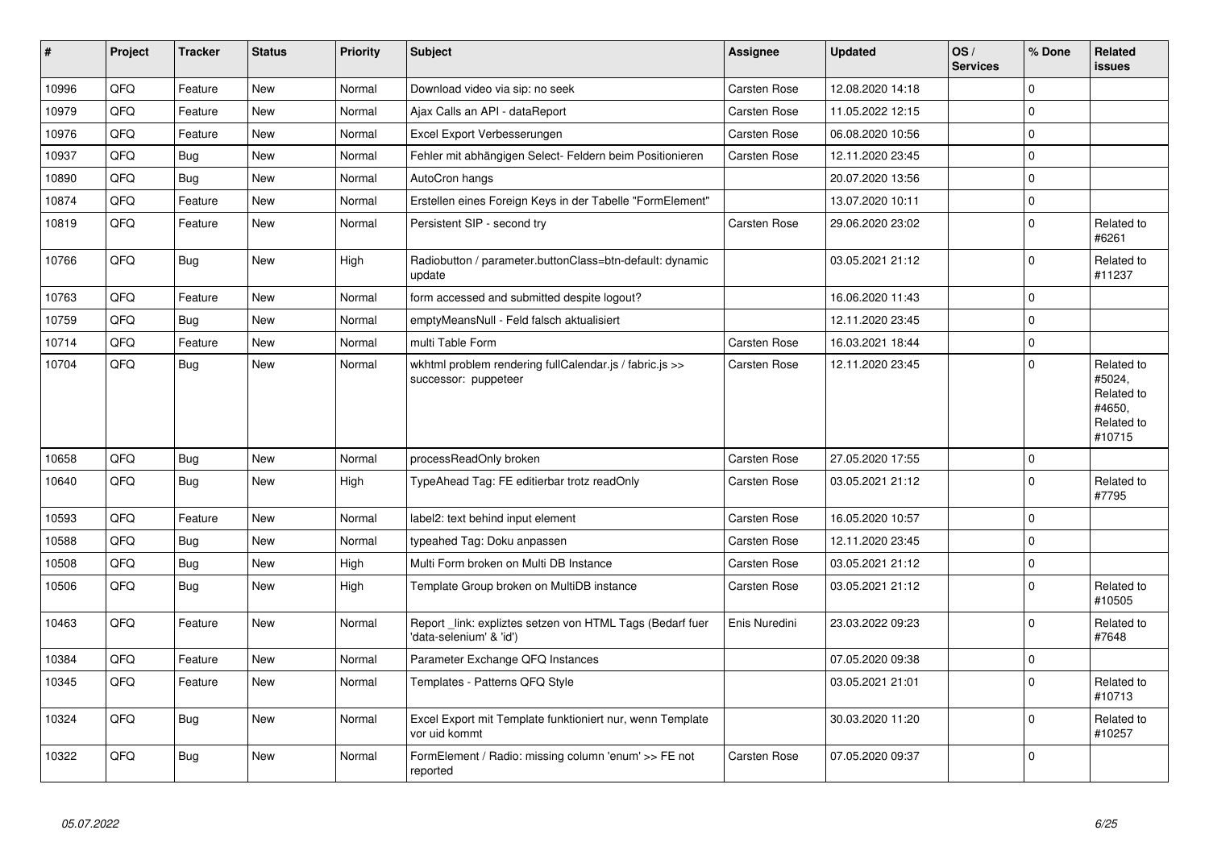| # | Project | Tracker | Status | Priority | Subject | Assignee | Updated | OS / Services | % Done | Related issues |
|---|---|---|---|---|---|---|---|---|---|---|
| 10996 | QFQ | Feature | New | Normal | Download video via sip: no seek | Carsten Rose | 12.08.2020 14:18 | | 0 | |
| 10979 | QFQ | Feature | New | Normal | Ajax Calls an API - dataReport | Carsten Rose | 11.05.2022 12:15 | | 0 | |
| 10976 | QFQ | Feature | New | Normal | Excel Export Verbesserungen | Carsten Rose | 06.08.2020 10:56 | | 0 | |
| 10937 | QFQ | Bug | New | Normal | Fehler mit abhängigen Select- Feldern beim Positionieren | Carsten Rose | 12.11.2020 23:45 | | 0 | |
| 10890 | QFQ | Bug | New | Normal | AutoCron hangs | | 20.07.2020 13:56 | | 0 | |
| 10874 | QFQ | Feature | New | Normal | Erstellen eines Foreign Keys in der Tabelle "FormElement" | | 13.07.2020 10:11 | | 0 | |
| 10819 | QFQ | Feature | New | Normal | Persistent SIP - second try | Carsten Rose | 29.06.2020 23:02 | | 0 | Related to #6261 |
| 10766 | QFQ | Bug | New | High | Radiobutton / parameter.buttonClass=btn-default: dynamic update | | 03.05.2021 21:12 | | 0 | Related to #11237 |
| 10763 | QFQ | Feature | New | Normal | form accessed and submitted despite logout? | | 16.06.2020 11:43 | | 0 | |
| 10759 | QFQ | Bug | New | Normal | emptyMeansNull - Feld falsch aktualisiert | | 12.11.2020 23:45 | | 0 | |
| 10714 | QFQ | Feature | New | Normal | multi Table Form | Carsten Rose | 16.03.2021 18:44 | | 0 | |
| 10704 | QFQ | Bug | New | Normal | wkhtml problem rendering fullCalendar.js / fabric.js >> successor: puppeteer | Carsten Rose | 12.11.2020 23:45 | | 0 | Related to #5024, Related to #4650, Related to #10715 |
| 10658 | QFQ | Bug | New | Normal | processReadOnly broken | Carsten Rose | 27.05.2020 17:55 | | 0 | |
| 10640 | QFQ | Bug | New | High | TypeAhead Tag: FE editierbar trotz readOnly | Carsten Rose | 03.05.2021 21:12 | | 0 | Related to #7795 |
| 10593 | QFQ | Feature | New | Normal | label2: text behind input element | Carsten Rose | 16.05.2020 10:57 | | 0 | |
| 10588 | QFQ | Bug | New | Normal | typeahed Tag: Doku anpassen | Carsten Rose | 12.11.2020 23:45 | | 0 | |
| 10508 | QFQ | Bug | New | High | Multi Form broken on Multi DB Instance | Carsten Rose | 03.05.2021 21:12 | | 0 | |
| 10506 | QFQ | Bug | New | High | Template Group broken on MultiDB instance | Carsten Rose | 03.05.2021 21:12 | | 0 | Related to #10505 |
| 10463 | QFQ | Feature | New | Normal | Report _link: expliztes setzen von HTML Tags (Bedarf fuer 'data-selenium' & 'id') | Enis Nuredini | 23.03.2022 09:23 | | 0 | Related to #7648 |
| 10384 | QFQ | Feature | New | Normal | Parameter Exchange QFQ Instances | | 07.05.2020 09:38 | | 0 | |
| 10345 | QFQ | Feature | New | Normal | Templates - Patterns QFQ Style | | 03.05.2021 21:01 | | 0 | Related to #10713 |
| 10324 | QFQ | Bug | New | Normal | Excel Export mit Template funktioniert nur, wenn Template vor uid kommt | | 30.03.2020 11:20 | | 0 | Related to #10257 |
| 10322 | QFQ | Bug | New | Normal | FormElement / Radio: missing column 'enum' >> FE not reported | Carsten Rose | 07.05.2020 09:37 | | 0 | |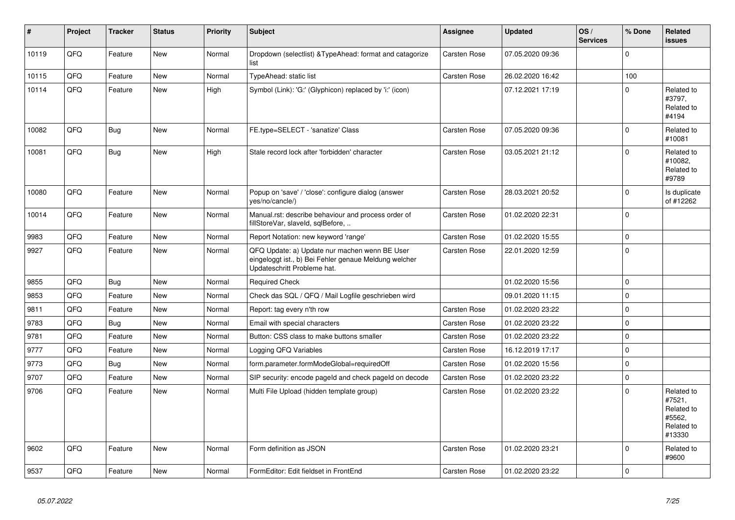| # | Project | Tracker | Status | Priority | Subject | Assignee | Updated | OS / Services | % Done | Related issues |
|---|---|---|---|---|---|---|---|---|---|---|
| 10119 | QFQ | Feature | New | Normal | Dropdown (selectlist) &TypeAhead: format and catagorize list | Carsten Rose | 07.05.2020 09:36 | | 0 | |
| 10115 | QFQ | Feature | New | Normal | TypeAhead: static list | Carsten Rose | 26.02.2020 16:42 | | 100 | |
| 10114 | QFQ | Feature | New | High | Symbol (Link): 'G:' (Glyphicon) replaced by 'i:' (icon) | | 07.12.2021 17:19 | | 0 | Related to #3797, Related to #4194 |
| 10082 | QFQ | Bug | New | Normal | FE.type=SELECT - 'sanatize' Class | Carsten Rose | 07.05.2020 09:36 | | 0 | Related to #10081 |
| 10081 | QFQ | Bug | New | High | Stale record lock after 'forbidden' character | Carsten Rose | 03.05.2021 21:12 | | 0 | Related to #10082, Related to #9789 |
| 10080 | QFQ | Feature | New | Normal | Popup on 'save' / 'close': configure dialog (answer yes/no/cancle/) | Carsten Rose | 28.03.2021 20:52 | | 0 | Is duplicate of #12262 |
| 10014 | QFQ | Feature | New | Normal | Manual.rst: describe behaviour and process order of fillStoreVar, slaveId, sqlBefore, .. | Carsten Rose | 01.02.2020 22:31 | | 0 | |
| 9983 | QFQ | Feature | New | Normal | Report Notation: new keyword 'range' | Carsten Rose | 01.02.2020 15:55 | | 0 | |
| 9927 | QFQ | Feature | New | Normal | QFQ Update: a) Update nur machen wenn BE User eingeloggt ist., b) Bei Fehler genaue Meldung welcher Updateschritt Probleme hat. | Carsten Rose | 22.01.2020 12:59 | | 0 | |
| 9855 | QFQ | Bug | New | Normal | Required Check | | 01.02.2020 15:56 | | 0 | |
| 9853 | QFQ | Feature | New | Normal | Check das SQL / QFQ / Mail Logfile geschrieben wird | | 09.01.2020 11:15 | | 0 | |
| 9811 | QFQ | Feature | New | Normal | Report: tag every n'th row | Carsten Rose | 01.02.2020 23:22 | | 0 | |
| 9783 | QFQ | Bug | New | Normal | Email with special characters | Carsten Rose | 01.02.2020 23:22 | | 0 | |
| 9781 | QFQ | Feature | New | Normal | Button: CSS class to make buttons smaller | Carsten Rose | 01.02.2020 23:22 | | 0 | |
| 9777 | QFQ | Feature | New | Normal | Logging QFQ Variables | Carsten Rose | 16.12.2019 17:17 | | 0 | |
| 9773 | QFQ | Bug | New | Normal | form.parameter.formModeGlobal=requiredOff | Carsten Rose | 01.02.2020 15:56 | | 0 | |
| 9707 | QFQ | Feature | New | Normal | SIP security: encode pageId and check pageId on decode | Carsten Rose | 01.02.2020 23:22 | | 0 | |
| 9706 | QFQ | Feature | New | Normal | Multi File Upload (hidden template group) | Carsten Rose | 01.02.2020 23:22 | | 0 | Related to #7521, Related to #5562, Related to #13330 |
| 9602 | QFQ | Feature | New | Normal | Form definition as JSON | Carsten Rose | 01.02.2020 23:21 | | 0 | Related to #9600 |
| 9537 | QFQ | Feature | New | Normal | FormEditor: Edit fieldset in FrontEnd | Carsten Rose | 01.02.2020 23:22 | | 0 | |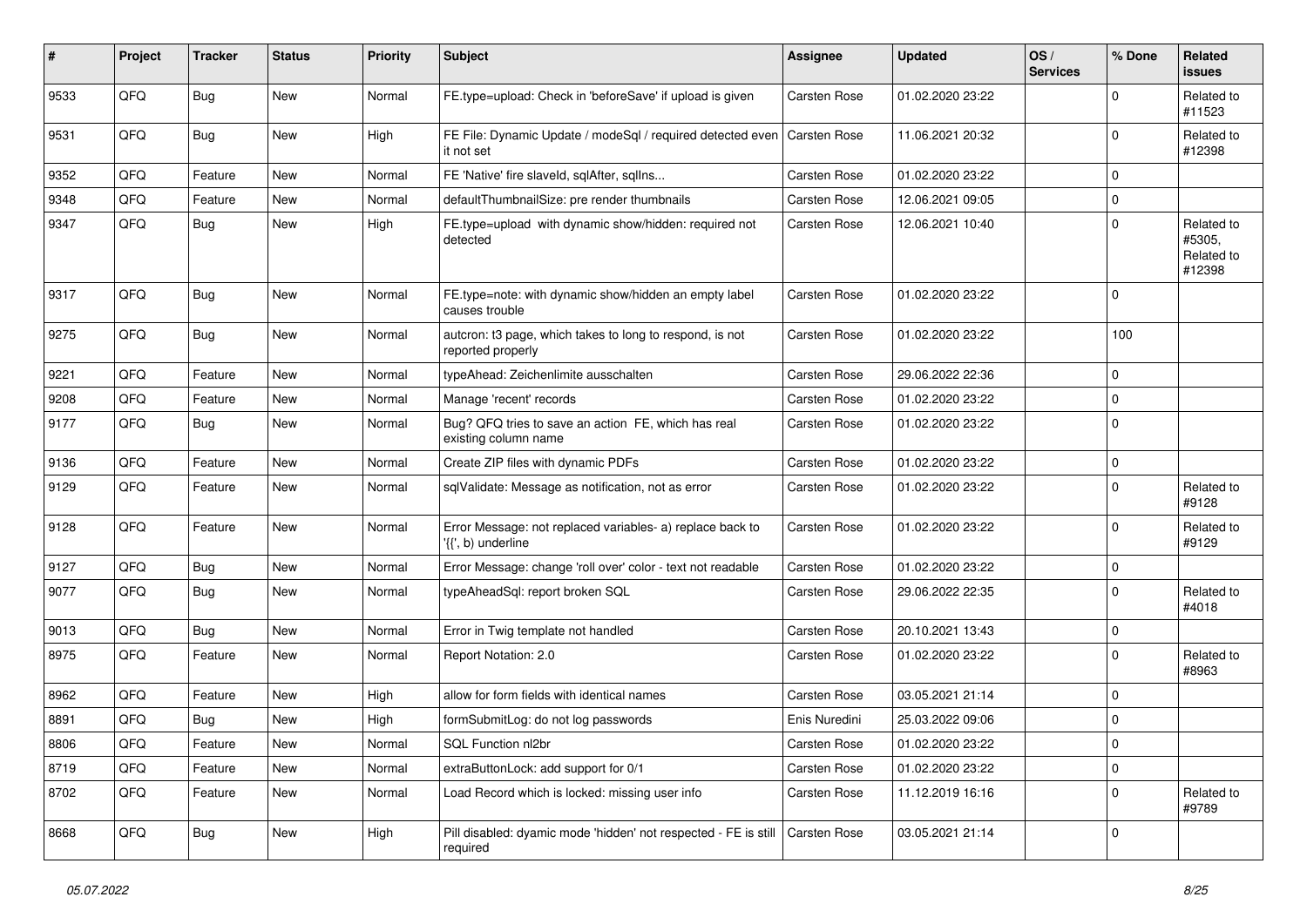| # | Project | Tracker | Status | Priority | Subject | Assignee | Updated | OS / Services | % Done | Related issues |
|---|---|---|---|---|---|---|---|---|---|---|
| 9533 | QFQ | Bug | New | Normal | FE.type=upload: Check in 'beforeSave' if upload is given | Carsten Rose | 01.02.2020 23:22 | | 0 | Related to #11523 |
| 9531 | QFQ | Bug | New | High | FE File: Dynamic Update / modeSql / required detected even it not set | Carsten Rose | 11.06.2021 20:32 | | 0 | Related to #12398 |
| 9352 | QFQ | Feature | New | Normal | FE 'Native' fire slaveId, sqlAfter, sqlIns... | Carsten Rose | 01.02.2020 23:22 | | 0 | |
| 9348 | QFQ | Feature | New | Normal | defaultThumbnailSize: pre render thumbnails | Carsten Rose | 12.06.2021 09:05 | | 0 | |
| 9347 | QFQ | Bug | New | High | FE.type=upload with dynamic show/hidden: required not detected | Carsten Rose | 12.06.2021 10:40 | | 0 | Related to #5305, Related to #12398 |
| 9317 | QFQ | Bug | New | Normal | FE.type=note: with dynamic show/hidden an empty label causes trouble | Carsten Rose | 01.02.2020 23:22 | | 0 | |
| 9275 | QFQ | Bug | New | Normal | autcron: t3 page, which takes to long to respond, is not reported properly | Carsten Rose | 01.02.2020 23:22 | | 100 | |
| 9221 | QFQ | Feature | New | Normal | typeAhead: Zeichenlimite ausschalten | Carsten Rose | 29.06.2022 22:36 | | 0 | |
| 9208 | QFQ | Feature | New | Normal | Manage 'recent' records | Carsten Rose | 01.02.2020 23:22 | | 0 | |
| 9177 | QFQ | Bug | New | Normal | Bug? QFQ tries to save an action FE, which has real existing column name | Carsten Rose | 01.02.2020 23:22 | | 0 | |
| 9136 | QFQ | Feature | New | Normal | Create ZIP files with dynamic PDFs | Carsten Rose | 01.02.2020 23:22 | | 0 | |
| 9129 | QFQ | Feature | New | Normal | sqlValidate: Message as notification, not as error | Carsten Rose | 01.02.2020 23:22 | | 0 | Related to #9128 |
| 9128 | QFQ | Feature | New | Normal | Error Message: not replaced variables- a) replace back to '{{', b) underline | Carsten Rose | 01.02.2020 23:22 | | 0 | Related to #9129 |
| 9127 | QFQ | Bug | New | Normal | Error Message: change 'roll over' color - text not readable | Carsten Rose | 01.02.2020 23:22 | | 0 | |
| 9077 | QFQ | Bug | New | Normal | typeAheadSql: report broken SQL | Carsten Rose | 29.06.2022 22:35 | | 0 | Related to #4018 |
| 9013 | QFQ | Bug | New | Normal | Error in Twig template not handled | Carsten Rose | 20.10.2021 13:43 | | 0 | |
| 8975 | QFQ | Feature | New | Normal | Report Notation: 2.0 | Carsten Rose | 01.02.2020 23:22 | | 0 | Related to #8963 |
| 8962 | QFQ | Feature | New | High | allow for form fields with identical names | Carsten Rose | 03.05.2021 21:14 | | 0 | |
| 8891 | QFQ | Bug | New | High | formSubmitLog: do not log passwords | Enis Nuredini | 25.03.2022 09:06 | | 0 | |
| 8806 | QFQ | Feature | New | Normal | SQL Function nl2br | Carsten Rose | 01.02.2020 23:22 | | 0 | |
| 8719 | QFQ | Feature | New | Normal | extraButtonLock: add support for 0/1 | Carsten Rose | 01.02.2020 23:22 | | 0 | |
| 8702 | QFQ | Feature | New | Normal | Load Record which is locked: missing user info | Carsten Rose | 11.12.2019 16:16 | | 0 | Related to #9789 |
| 8668 | QFQ | Bug | New | High | Pill disabled: dyamic mode 'hidden' not respected - FE is still required | Carsten Rose | 03.05.2021 21:14 | | 0 | |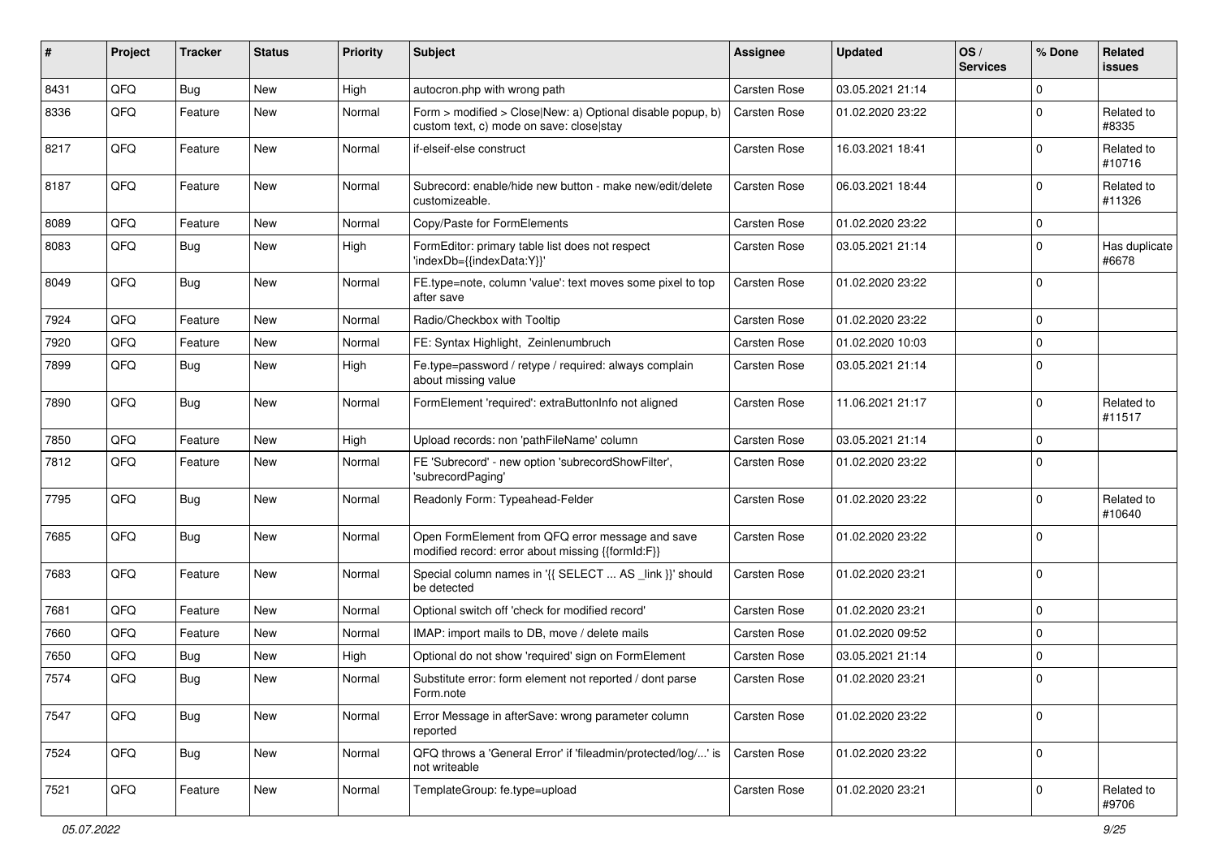| # | Project | Tracker | Status | Priority | Subject | Assignee | Updated | OS / Services | % Done | Related issues |
|---|---|---|---|---|---|---|---|---|---|---|
| 8431 | QFQ | Bug | New | High | autocron.php with wrong path | Carsten Rose | 03.05.2021 21:14 | | 0 | |
| 8336 | QFQ | Feature | New | Normal | Form > modified > Close\|New: a) Optional disable popup, b) custom text, c) mode on save: close\|stay | Carsten Rose | 01.02.2020 23:22 | | 0 | Related to #8335 |
| 8217 | QFQ | Feature | New | Normal | if-elseif-else construct | Carsten Rose | 16.03.2021 18:41 | | 0 | Related to #10716 |
| 8187 | QFQ | Feature | New | Normal | Subrecord: enable/hide new button - make new/edit/delete customizeable. | Carsten Rose | 06.03.2021 18:44 | | 0 | Related to #11326 |
| 8089 | QFQ | Feature | New | Normal | Copy/Paste for FormElements | Carsten Rose | 01.02.2020 23:22 | | 0 | |
| 8083 | QFQ | Bug | New | High | FormEditor: primary table list does not respect 'indexDb={{indexData:Y}}' | Carsten Rose | 03.05.2021 21:14 | | 0 | Has duplicate #6678 |
| 8049 | QFQ | Bug | New | Normal | FE.type=note, column 'value': text moves some pixel to top after save | Carsten Rose | 01.02.2020 23:22 | | 0 | |
| 7924 | QFQ | Feature | New | Normal | Radio/Checkbox with Tooltip | Carsten Rose | 01.02.2020 23:22 | | 0 | |
| 7920 | QFQ | Feature | New | Normal | FE: Syntax Highlight, Zeinlenumbruch | Carsten Rose | 01.02.2020 10:03 | | 0 | |
| 7899 | QFQ | Bug | New | High | Fe.type=password / retype / required: always complain about missing value | Carsten Rose | 03.05.2021 21:14 | | 0 | |
| 7890 | QFQ | Bug | New | Normal | FormElement 'required': extraButtonInfo not aligned | Carsten Rose | 11.06.2021 21:17 | | 0 | Related to #11517 |
| 7850 | QFQ | Feature | New | High | Upload records: non 'pathFileName' column | Carsten Rose | 03.05.2021 21:14 | | 0 | |
| 7812 | QFQ | Feature | New | Normal | FE 'Subrecord' - new option 'subrecordShowFilter', 'subrecordPaging' | Carsten Rose | 01.02.2020 23:22 | | 0 | |
| 7795 | QFQ | Bug | New | Normal | Readonly Form: Typeahead-Felder | Carsten Rose | 01.02.2020 23:22 | | 0 | Related to #10640 |
| 7685 | QFQ | Bug | New | Normal | Open FormElement from QFQ error message and save modified record: error about missing {{formId:F}} | Carsten Rose | 01.02.2020 23:22 | | 0 | |
| 7683 | QFQ | Feature | New | Normal | Special column names in '{{ SELECT ... AS _link }}' should be detected | Carsten Rose | 01.02.2020 23:21 | | 0 | |
| 7681 | QFQ | Feature | New | Normal | Optional switch off 'check for modified record' | Carsten Rose | 01.02.2020 23:21 | | 0 | |
| 7660 | QFQ | Feature | New | Normal | IMAP: import mails to DB, move / delete mails | Carsten Rose | 01.02.2020 09:52 | | 0 | |
| 7650 | QFQ | Bug | New | High | Optional do not show 'required' sign on FormElement | Carsten Rose | 03.05.2021 21:14 | | 0 | |
| 7574 | QFQ | Bug | New | Normal | Substitute error: form element not reported / dont parse Form.note | Carsten Rose | 01.02.2020 23:21 | | 0 | |
| 7547 | QFQ | Bug | New | Normal | Error Message in afterSave: wrong parameter column reported | Carsten Rose | 01.02.2020 23:22 | | 0 | |
| 7524 | QFQ | Bug | New | Normal | QFQ throws a 'General Error' if 'fileadmin/protected/log/...' is not writeable | Carsten Rose | 01.02.2020 23:22 | | 0 | |
| 7521 | QFQ | Feature | New | Normal | TemplateGroup: fe.type=upload | Carsten Rose | 01.02.2020 23:21 | | 0 | Related to #9706 |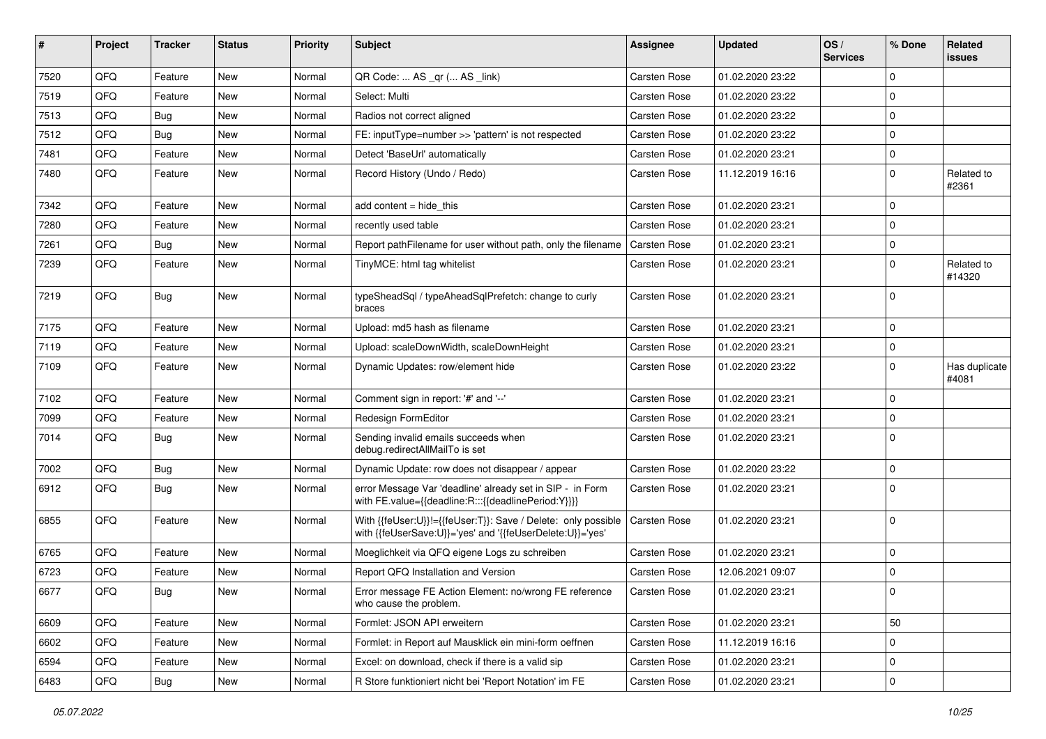| # | Project | Tracker | Status | Priority | Subject | Assignee | Updated | OS / Services | % Done | Related issues |
|---|---|---|---|---|---|---|---|---|---|---|
| 7520 | QFQ | Feature | New | Normal | QR Code: ... AS _qr (... AS _link) | Carsten Rose | 01.02.2020 23:22 | | 0 | |
| 7519 | QFQ | Feature | New | Normal | Select: Multi | Carsten Rose | 01.02.2020 23:22 | | 0 | |
| 7513 | QFQ | Bug | New | Normal | Radios not correct aligned | Carsten Rose | 01.02.2020 23:22 | | 0 | |
| 7512 | QFQ | Bug | New | Normal | FE: inputType=number >> 'pattern' is not respected | Carsten Rose | 01.02.2020 23:22 | | 0 | |
| 7481 | QFQ | Feature | New | Normal | Detect 'BaseUrl' automatically | Carsten Rose | 01.02.2020 23:21 | | 0 | |
| 7480 | QFQ | Feature | New | Normal | Record History (Undo / Redo) | Carsten Rose | 11.12.2019 16:16 | | 0 | Related to #2361 |
| 7342 | QFQ | Feature | New | Normal | add content = hide_this | Carsten Rose | 01.02.2020 23:21 | | 0 | |
| 7280 | QFQ | Feature | New | Normal | recently used table | Carsten Rose | 01.02.2020 23:21 | | 0 | |
| 7261 | QFQ | Bug | New | Normal | Report pathFilename for user without path, only the filename | Carsten Rose | 01.02.2020 23:21 | | 0 | |
| 7239 | QFQ | Feature | New | Normal | TinyMCE: html tag whitelist | Carsten Rose | 01.02.2020 23:21 | | 0 | Related to #14320 |
| 7219 | QFQ | Bug | New | Normal | typeSheadSql / typeAheadSqlPrefetch: change to curly braces | Carsten Rose | 01.02.2020 23:21 | | 0 | |
| 7175 | QFQ | Feature | New | Normal | Upload: md5 hash as filename | Carsten Rose | 01.02.2020 23:21 | | 0 | |
| 7119 | QFQ | Feature | New | Normal | Upload: scaleDownWidth, scaleDownHeight | Carsten Rose | 01.02.2020 23:21 | | 0 | |
| 7109 | QFQ | Feature | New | Normal | Dynamic Updates: row/element hide | Carsten Rose | 01.02.2020 23:22 | | 0 | Has duplicate #4081 |
| 7102 | QFQ | Feature | New | Normal | Comment sign in report: '#' and '--' | Carsten Rose | 01.02.2020 23:21 | | 0 | |
| 7099 | QFQ | Feature | New | Normal | Redesign FormEditor | Carsten Rose | 01.02.2020 23:21 | | 0 | |
| 7014 | QFQ | Bug | New | Normal | Sending invalid emails succeeds when debug.redirectAllMailTo is set | Carsten Rose | 01.02.2020 23:21 | | 0 | |
| 7002 | QFQ | Bug | New | Normal | Dynamic Update: row does not disappear / appear | Carsten Rose | 01.02.2020 23:22 | | 0 | |
| 6912 | QFQ | Bug | New | Normal | error Message Var 'deadline' already set in SIP - in Form with FE.value={{deadline:R:::{{deadlinePeriod:Y}}}} | Carsten Rose | 01.02.2020 23:21 | | 0 | |
| 6855 | QFQ | Feature | New | Normal | With {{feUser:U}}!={{feUser:T}}: Save / Delete: only possible with {{feUserSave:U}}='yes' and '{{feUserDelete:U}}='yes' | Carsten Rose | 01.02.2020 23:21 | | 0 | |
| 6765 | QFQ | Feature | New | Normal | Moeglichkeit via QFQ eigene Logs zu schreiben | Carsten Rose | 01.02.2020 23:21 | | 0 | |
| 6723 | QFQ | Feature | New | Normal | Report QFQ Installation and Version | Carsten Rose | 12.06.2021 09:07 | | 0 | |
| 6677 | QFQ | Bug | New | Normal | Error message FE Action Element: no/wrong FE reference who cause the problem. | Carsten Rose | 01.02.2020 23:21 | | 0 | |
| 6609 | QFQ | Feature | New | Normal | Formlet: JSON API erweitern | Carsten Rose | 01.02.2020 23:21 | | 50 | |
| 6602 | QFQ | Feature | New | Normal | Formlet: in Report auf Mausklick ein mini-form oeffnen | Carsten Rose | 11.12.2019 16:16 | | 0 | |
| 6594 | QFQ | Feature | New | Normal | Excel: on download, check if there is a valid sip | Carsten Rose | 01.02.2020 23:21 | | 0 | |
| 6483 | QFQ | Bug | New | Normal | R Store funktioniert nicht bei 'Report Notation' im FE | Carsten Rose | 01.02.2020 23:21 | | 0 | |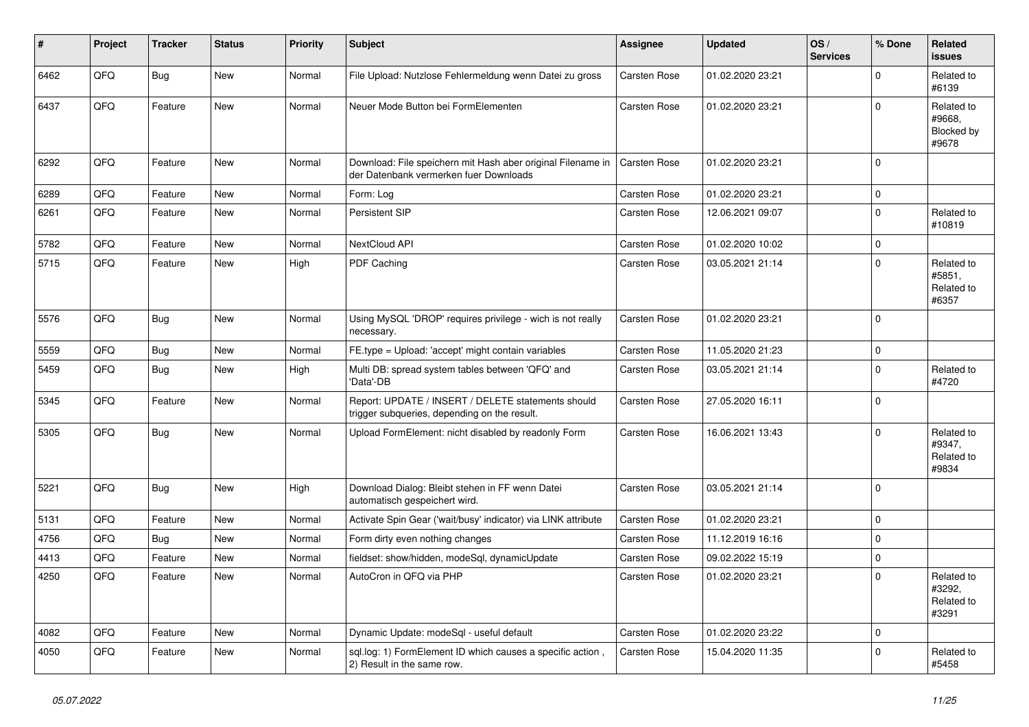| # | Project | Tracker | Status | Priority | Subject | Assignee | Updated | OS / Services | % Done | Related issues |
|---|---|---|---|---|---|---|---|---|---|---|
| 6462 | QFQ | Bug | New | Normal | File Upload: Nutzlose Fehlermeldung wenn Datei zu gross | Carsten Rose | 01.02.2020 23:21 | | 0 | Related to #6139 |
| 6437 | QFQ | Feature | New | Normal | Neuer Mode Button bei FormElementen | Carsten Rose | 01.02.2020 23:21 | | 0 | Related to #9668, Blocked by #9678 |
| 6292 | QFQ | Feature | New | Normal | Download: File speichern mit Hash aber original Filename in der Datenbank vermerken fuer Downloads | Carsten Rose | 01.02.2020 23:21 | | 0 | |
| 6289 | QFQ | Feature | New | Normal | Form: Log | Carsten Rose | 01.02.2020 23:21 | | 0 | |
| 6261 | QFQ | Feature | New | Normal | Persistent SIP | Carsten Rose | 12.06.2021 09:07 | | 0 | Related to #10819 |
| 5782 | QFQ | Feature | New | Normal | NextCloud API | Carsten Rose | 01.02.2020 10:02 | | 0 | |
| 5715 | QFQ | Feature | New | High | PDF Caching | Carsten Rose | 03.05.2021 21:14 | | 0 | Related to #5851, Related to #6357 |
| 5576 | QFQ | Bug | New | Normal | Using MySQL 'DROP' requires privilege - wich is not really necessary. | Carsten Rose | 01.02.2020 23:21 | | 0 | |
| 5559 | QFQ | Bug | New | Normal | FE.type = Upload: 'accept' might contain variables | Carsten Rose | 11.05.2020 21:23 | | 0 | |
| 5459 | QFQ | Bug | New | High | Multi DB: spread system tables between 'QFQ' and 'Data'-DB | Carsten Rose | 03.05.2021 21:14 | | 0 | Related to #4720 |
| 5345 | QFQ | Feature | New | Normal | Report: UPDATE / INSERT / DELETE statements should trigger subqueries, depending on the result. | Carsten Rose | 27.05.2020 16:11 | | 0 | |
| 5305 | QFQ | Bug | New | Normal | Upload FormElement: nicht disabled by readonly Form | Carsten Rose | 16.06.2021 13:43 | | 0 | Related to #9347, Related to #9834 |
| 5221 | QFQ | Bug | New | High | Download Dialog: Bleibt stehen in FF wenn Datei automatisch gespeichert wird. | Carsten Rose | 03.05.2021 21:14 | | 0 | |
| 5131 | QFQ | Feature | New | Normal | Activate Spin Gear ('wait/busy' indicator) via LINK attribute | Carsten Rose | 01.02.2020 23:21 | | 0 | |
| 4756 | QFQ | Bug | New | Normal | Form dirty even nothing changes | Carsten Rose | 11.12.2019 16:16 | | 0 | |
| 4413 | QFQ | Feature | New | Normal | fieldset: show/hidden, modeSql, dynamicUpdate | Carsten Rose | 09.02.2022 15:19 | | 0 | |
| 4250 | QFQ | Feature | New | Normal | AutoCron in QFQ via PHP | Carsten Rose | 01.02.2020 23:21 | | 0 | Related to #3292, Related to #3291 |
| 4082 | QFQ | Feature | New | Normal | Dynamic Update: modeSql - useful default | Carsten Rose | 01.02.2020 23:22 | | 0 | |
| 4050 | QFQ | Feature | New | Normal | sql.log: 1) FormElement ID which causes a specific action , 2) Result in the same row. | Carsten Rose | 15.04.2020 11:35 | | 0 | Related to #5458 |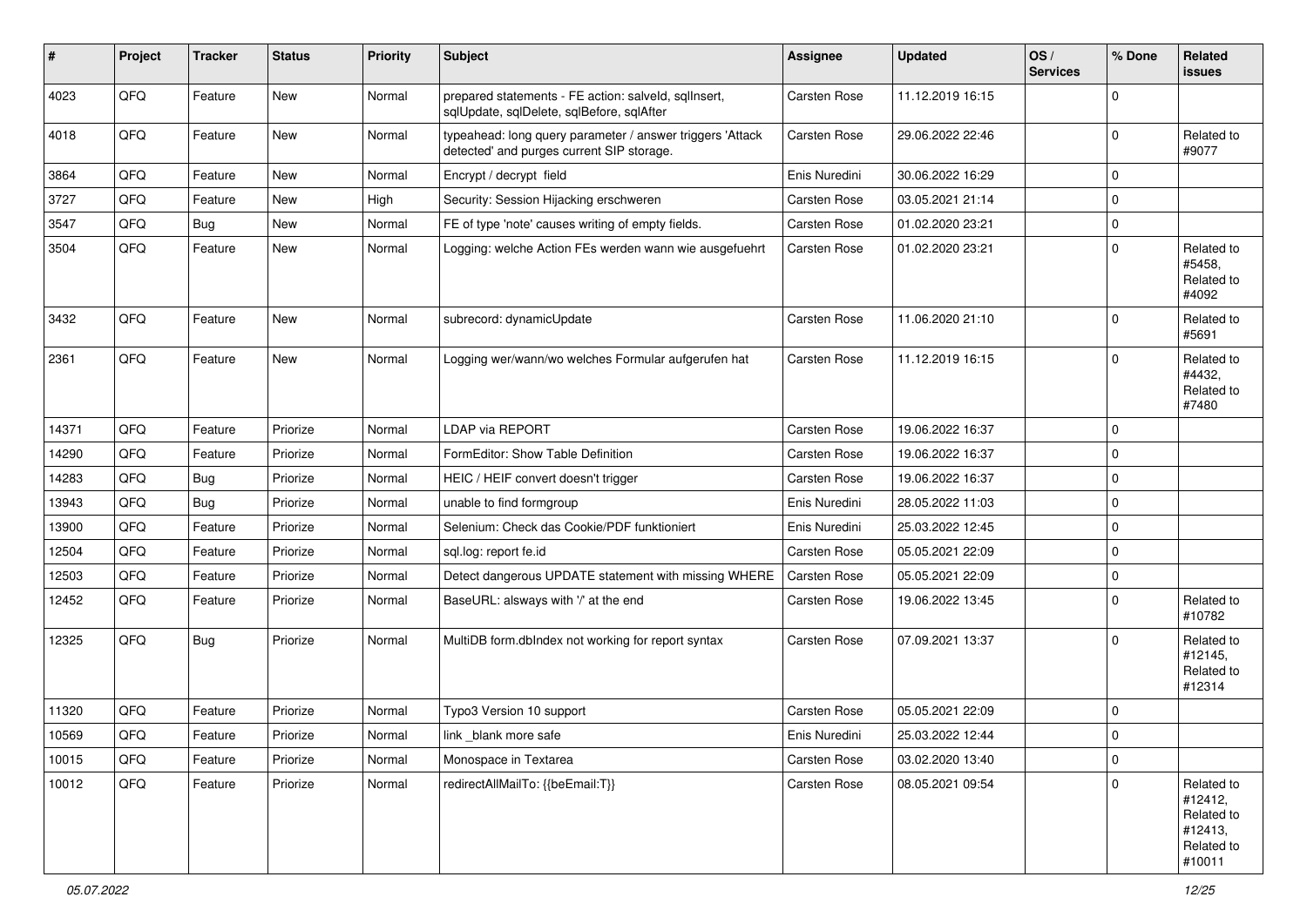| # | Project | Tracker | Status | Priority | Subject | Assignee | Updated | OS / Services | % Done | Related issues |
|---|---|---|---|---|---|---|---|---|---|---|
| 4023 | QFQ | Feature | New | Normal | prepared statements - FE action: salveld, sqlInsert, sqlUpdate, sqlDelete, sqlBefore, sqlAfter | Carsten Rose | 11.12.2019 16:15 | | 0 | |
| 4018 | QFQ | Feature | New | Normal | typeahead: long query parameter / answer triggers 'Attack detected' and purges current SIP storage. | Carsten Rose | 29.06.2022 22:46 | | 0 | Related to #9077 |
| 3864 | QFQ | Feature | New | Normal | Encrypt / decrypt field | Enis Nuredini | 30.06.2022 16:29 | | 0 | |
| 3727 | QFQ | Feature | New | High | Security: Session Hijacking erschweren | Carsten Rose | 03.05.2021 21:14 | | 0 | |
| 3547 | QFQ | Bug | New | Normal | FE of type 'note' causes writing of empty fields. | Carsten Rose | 01.02.2020 23:21 | | 0 | |
| 3504 | QFQ | Feature | New | Normal | Logging: welche Action FEs werden wann wie ausgefuehrt | Carsten Rose | 01.02.2020 23:21 | | 0 | Related to #5458, Related to #4092 |
| 3432 | QFQ | Feature | New | Normal | subrecord: dynamicUpdate | Carsten Rose | 11.06.2020 21:10 | | 0 | Related to #5691 |
| 2361 | QFQ | Feature | New | Normal | Logging wer/wann/wo welches Formular aufgerufen hat | Carsten Rose | 11.12.2019 16:15 | | 0 | Related to #4432, Related to #7480 |
| 14371 | QFQ | Feature | Priorize | Normal | LDAP via REPORT | Carsten Rose | 19.06.2022 16:37 | | 0 | |
| 14290 | QFQ | Feature | Priorize | Normal | FormEditor: Show Table Definition | Carsten Rose | 19.06.2022 16:37 | | 0 | |
| 14283 | QFQ | Bug | Priorize | Normal | HEIC / HEIF convert doesn't trigger | Carsten Rose | 19.06.2022 16:37 | | 0 | |
| 13943 | QFQ | Bug | Priorize | Normal | unable to find formgroup | Enis Nuredini | 28.05.2022 11:03 | | 0 | |
| 13900 | QFQ | Feature | Priorize | Normal | Selenium: Check das Cookie/PDF funktioniert | Enis Nuredini | 25.03.2022 12:45 | | 0 | |
| 12504 | QFQ | Feature | Priorize | Normal | sql.log: report fe.id | Carsten Rose | 05.05.2021 22:09 | | 0 | |
| 12503 | QFQ | Feature | Priorize | Normal | Detect dangerous UPDATE statement with missing WHERE | Carsten Rose | 05.05.2021 22:09 | | 0 | |
| 12452 | QFQ | Feature | Priorize | Normal | BaseURL: alsways with '/' at the end | Carsten Rose | 19.06.2022 13:45 | | 0 | Related to #10782 |
| 12325 | QFQ | Bug | Priorize | Normal | MultiDB form.dbIndex not working for report syntax | Carsten Rose | 07.09.2021 13:37 | | 0 | Related to #12145, Related to #12314 |
| 11320 | QFQ | Feature | Priorize | Normal | Typo3 Version 10 support | Carsten Rose | 05.05.2021 22:09 | | 0 | |
| 10569 | QFQ | Feature | Priorize | Normal | link _blank more safe | Enis Nuredini | 25.03.2022 12:44 | | 0 | |
| 10015 | QFQ | Feature | Priorize | Normal | Monospace in Textarea | Carsten Rose | 03.02.2020 13:40 | | 0 | |
| 10012 | QFQ | Feature | Priorize | Normal | redirectAllMailTo: {{beEmail:T}} | Carsten Rose | 08.05.2021 09:54 | | 0 | Related to #12412, Related to #12413, Related to #10011 |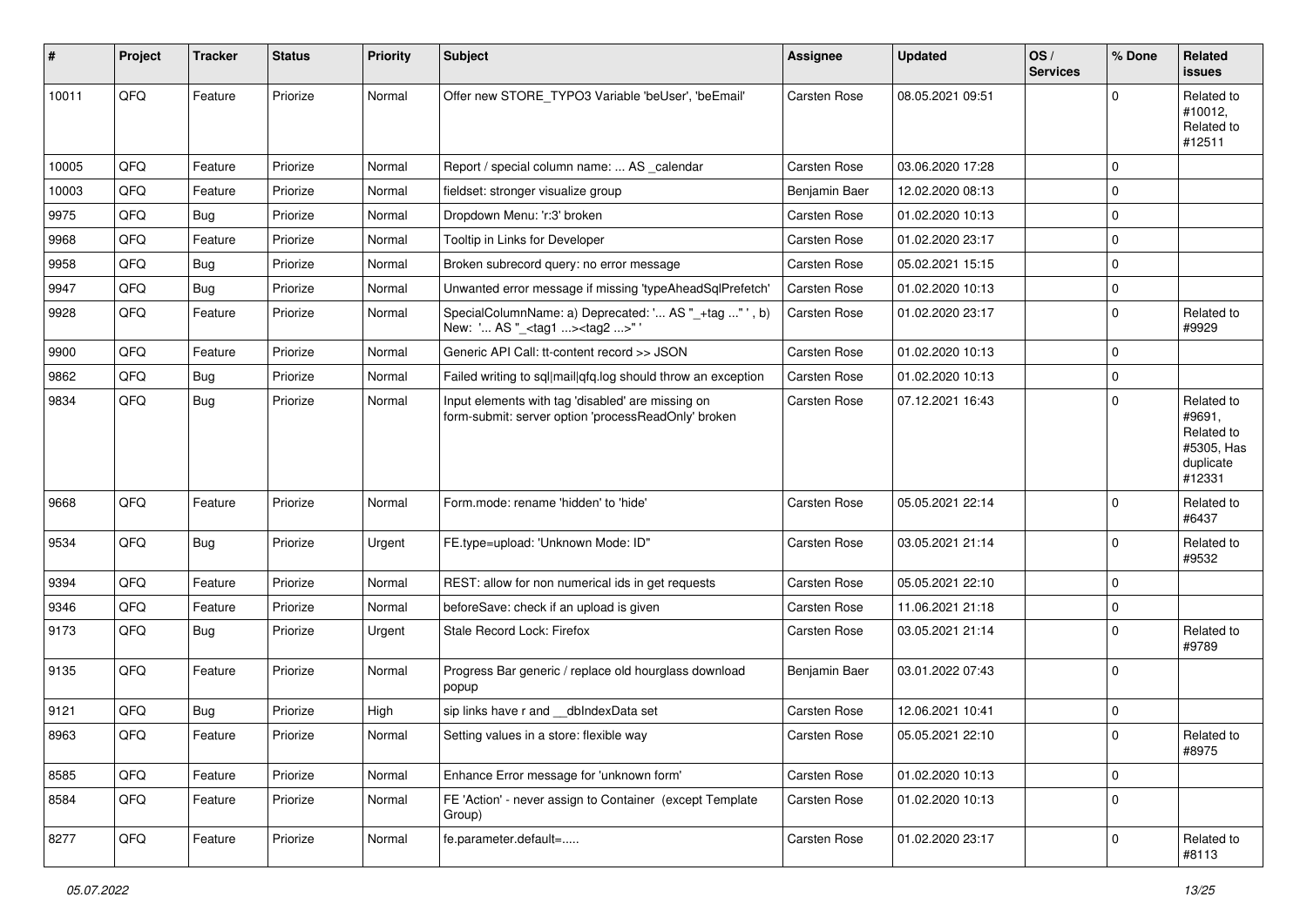| # | Project | Tracker | Status | Priority | Subject | Assignee | Updated | OS / Services | % Done | Related issues |
|---|---|---|---|---|---|---|---|---|---|---|
| 10011 | QFQ | Feature | Priorize | Normal | Offer new STORE_TYPO3 Variable 'beUser', 'beEmail' | Carsten Rose | 08.05.2021 09:51 | | 0 | Related to #10012, Related to #12511 |
| 10005 | QFQ | Feature | Priorize | Normal | Report / special column name: ... AS _calendar | Carsten Rose | 03.06.2020 17:28 | | 0 | |
| 10003 | QFQ | Feature | Priorize | Normal | fieldset: stronger visualize group | Benjamin Baer | 12.02.2020 08:13 | | 0 | |
| 9975 | QFQ | Bug | Priorize | Normal | Dropdown Menu: 'r:3' broken | Carsten Rose | 01.02.2020 10:13 | | 0 | |
| 9968 | QFQ | Feature | Priorize | Normal | Tooltip in Links for Developer | Carsten Rose | 01.02.2020 23:17 | | 0 | |
| 9958 | QFQ | Bug | Priorize | Normal | Broken subrecord query: no error message | Carsten Rose | 05.02.2021 15:15 | | 0 | |
| 9947 | QFQ | Bug | Priorize | Normal | Unwanted error message if missing 'typeAheadSqlPrefetch' | Carsten Rose | 01.02.2020 10:13 | | 0 | |
| 9928 | QFQ | Feature | Priorize | Normal | SpecialColumnName: a) Deprecated: '... AS "_+tag ..." ', b) New: '... AS "_<tag1 ...><tag2 ...>" ' | Carsten Rose | 01.02.2020 23:17 | | 0 | Related to #9929 |
| 9900 | QFQ | Feature | Priorize | Normal | Generic API Call: tt-content record >> JSON | Carsten Rose | 01.02.2020 10:13 | | 0 | |
| 9862 | QFQ | Bug | Priorize | Normal | Failed writing to sql\|mail\|qfq.log should throw an exception | Carsten Rose | 01.02.2020 10:13 | | 0 | |
| 9834 | QFQ | Bug | Priorize | Normal | Input elements with tag 'disabled' are missing on form-submit: server option 'processReadOnly' broken | Carsten Rose | 07.12.2021 16:43 | | 0 | Related to #9691, Related to #5305, Has duplicate #12331 |
| 9668 | QFQ | Feature | Priorize | Normal | Form.mode: rename 'hidden' to 'hide' | Carsten Rose | 05.05.2021 22:14 | | 0 | Related to #6437 |
| 9534 | QFQ | Bug | Priorize | Urgent | FE.type=upload: 'Unknown Mode: ID" | Carsten Rose | 03.05.2021 21:14 | | 0 | Related to #9532 |
| 9394 | QFQ | Feature | Priorize | Normal | REST: allow for non numerical ids in get requests | Carsten Rose | 05.05.2021 22:10 | | 0 | |
| 9346 | QFQ | Feature | Priorize | Normal | beforeSave: check if an upload is given | Carsten Rose | 11.06.2021 21:18 | | 0 | |
| 9173 | QFQ | Bug | Priorize | Urgent | Stale Record Lock: Firefox | Carsten Rose | 03.05.2021 21:14 | | 0 | Related to #9789 |
| 9135 | QFQ | Feature | Priorize | Normal | Progress Bar generic / replace old hourglass download popup | Benjamin Baer | 03.01.2022 07:43 | | 0 | |
| 9121 | QFQ | Bug | Priorize | High | sip links have r and __dbIndexData set | Carsten Rose | 12.06.2021 10:41 | | 0 | |
| 8963 | QFQ | Feature | Priorize | Normal | Setting values in a store: flexible way | Carsten Rose | 05.05.2021 22:10 | | 0 | Related to #8975 |
| 8585 | QFQ | Feature | Priorize | Normal | Enhance Error message for 'unknown form' | Carsten Rose | 01.02.2020 10:13 | | 0 | |
| 8584 | QFQ | Feature | Priorize | Normal | FE 'Action' - never assign to Container (except Template Group) | Carsten Rose | 01.02.2020 10:13 | | 0 | |
| 8277 | QFQ | Feature | Priorize | Normal | fe.parameter.default=..... | Carsten Rose | 01.02.2020 23:17 | | 0 | Related to #8113 |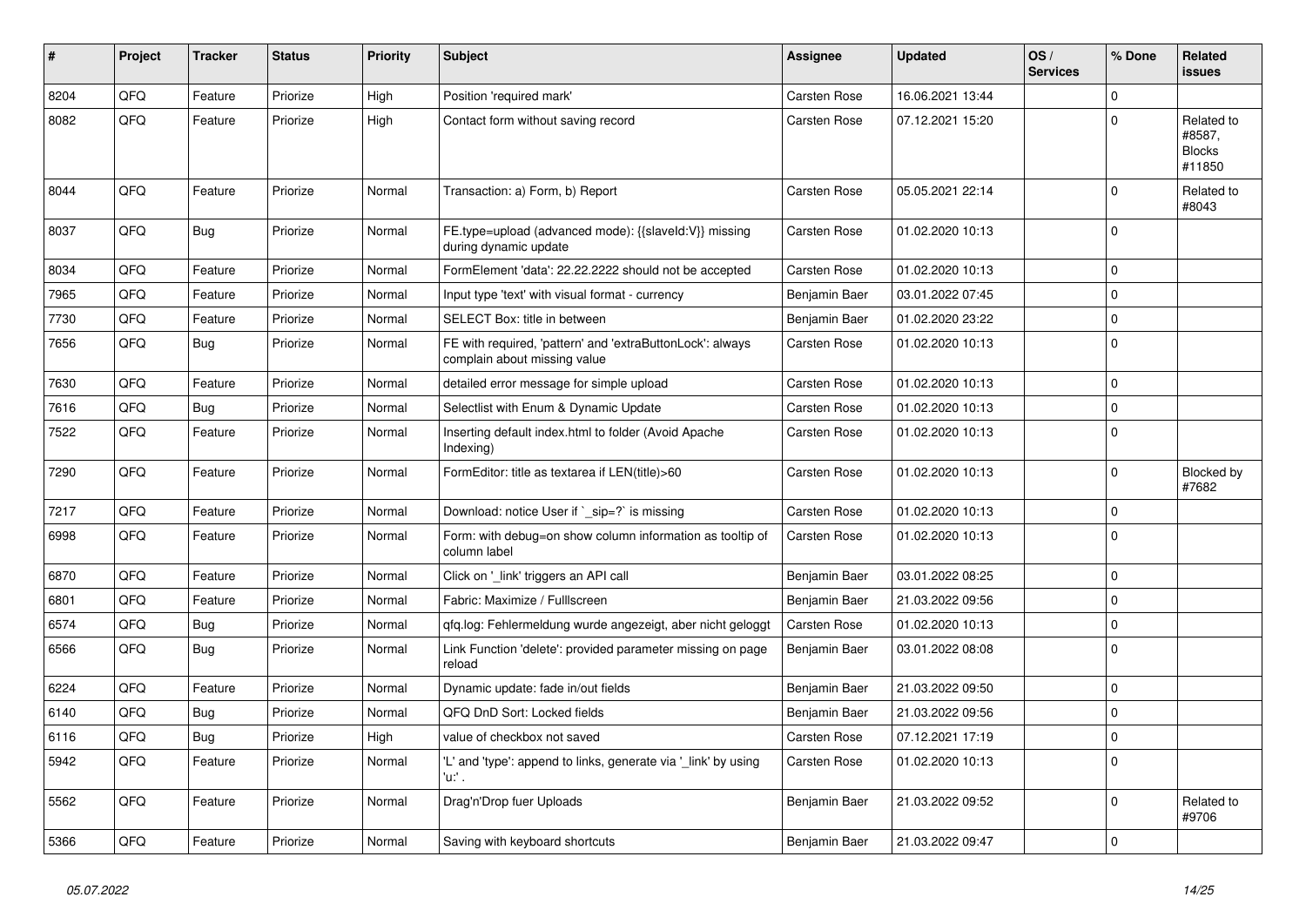| # | Project | Tracker | Status | Priority | Subject | Assignee | Updated | OS / Services | % Done | Related issues |
|---|---|---|---|---|---|---|---|---|---|---|
| 8204 | QFQ | Feature | Priorize | High | Position 'required mark' | Carsten Rose | 16.06.2021 13:44 | | 0 | |
| 8082 | QFQ | Feature | Priorize | High | Contact form without saving record | Carsten Rose | 07.12.2021 15:20 | | 0 | Related to #8587, Blocks #11850 |
| 8044 | QFQ | Feature | Priorize | Normal | Transaction: a) Form, b) Report | Carsten Rose | 05.05.2021 22:14 | | 0 | Related to #8043 |
| 8037 | QFQ | Bug | Priorize | Normal | FE.type=upload (advanced mode): {{slaveId:V}} missing during dynamic update | Carsten Rose | 01.02.2020 10:13 | | 0 | |
| 8034 | QFQ | Feature | Priorize | Normal | FormElement 'data': 22.22.2222 should not be accepted | Carsten Rose | 01.02.2020 10:13 | | 0 | |
| 7965 | QFQ | Feature | Priorize | Normal | Input type 'text' with visual format - currency | Benjamin Baer | 03.01.2022 07:45 | | 0 | |
| 7730 | QFQ | Feature | Priorize | Normal | SELECT Box: title in between | Benjamin Baer | 01.02.2020 23:22 | | 0 | |
| 7656 | QFQ | Bug | Priorize | Normal | FE with required, 'pattern' and 'extraButtonLock': always complain about missing value | Carsten Rose | 01.02.2020 10:13 | | 0 | |
| 7630 | QFQ | Feature | Priorize | Normal | detailed error message for simple upload | Carsten Rose | 01.02.2020 10:13 | | 0 | |
| 7616 | QFQ | Bug | Priorize | Normal | Selectlist with Enum & Dynamic Update | Carsten Rose | 01.02.2020 10:13 | | 0 | |
| 7522 | QFQ | Feature | Priorize | Normal | Inserting default index.html to folder (Avoid Apache Indexing) | Carsten Rose | 01.02.2020 10:13 | | 0 | |
| 7290 | QFQ | Feature | Priorize | Normal | FormEditor: title as textarea if LEN(title)>60 | Carsten Rose | 01.02.2020 10:13 | | 0 | Blocked by #7682 |
| 7217 | QFQ | Feature | Priorize | Normal | Download: notice User if `_sip=?` is missing | Carsten Rose | 01.02.2020 10:13 | | 0 | |
| 6998 | QFQ | Feature | Priorize | Normal | Form: with debug=on show column information as tooltip of column label | Carsten Rose | 01.02.2020 10:13 | | 0 | |
| 6870 | QFQ | Feature | Priorize | Normal | Click on '_link' triggers an API call | Benjamin Baer | 03.01.2022 08:25 | | 0 | |
| 6801 | QFQ | Feature | Priorize | Normal | Fabric: Maximize / FullIscreen | Benjamin Baer | 21.03.2022 09:56 | | 0 | |
| 6574 | QFQ | Bug | Priorize | Normal | qfq.log: Fehlermeldung wurde angezeigt, aber nicht geloggt | Carsten Rose | 01.02.2020 10:13 | | 0 | |
| 6566 | QFQ | Bug | Priorize | Normal | Link Function 'delete': provided parameter missing on page reload | Benjamin Baer | 03.01.2022 08:08 | | 0 | |
| 6224 | QFQ | Feature | Priorize | Normal | Dynamic update: fade in/out fields | Benjamin Baer | 21.03.2022 09:50 | | 0 | |
| 6140 | QFQ | Bug | Priorize | Normal | QFQ DnD Sort: Locked fields | Benjamin Baer | 21.03.2022 09:56 | | 0 | |
| 6116 | QFQ | Bug | Priorize | High | value of checkbox not saved | Carsten Rose | 07.12.2021 17:19 | | 0 | |
| 5942 | QFQ | Feature | Priorize | Normal | 'L' and 'type': append to links, generate via '_link' by using 'u:' . | Carsten Rose | 01.02.2020 10:13 | | 0 | |
| 5562 | QFQ | Feature | Priorize | Normal | Drag'n'Drop fuer Uploads | Benjamin Baer | 21.03.2022 09:52 | | 0 | Related to #9706 |
| 5366 | QFQ | Feature | Priorize | Normal | Saving with keyboard shortcuts | Benjamin Baer | 21.03.2022 09:47 | | 0 | |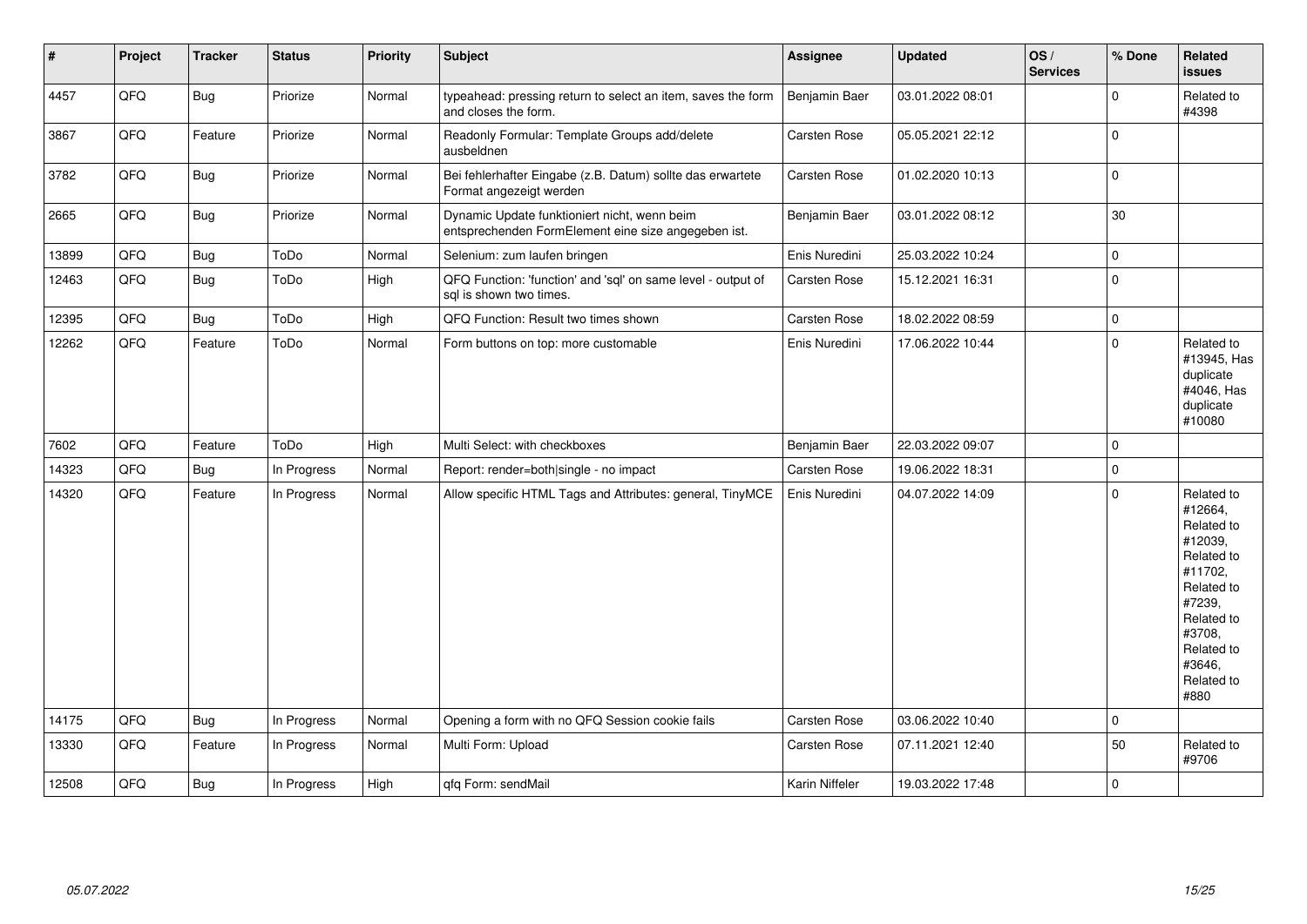| # | Project | Tracker | Status | Priority | Subject | Assignee | Updated | OS / Services | % Done | Related issues |
|---|---|---|---|---|---|---|---|---|---|---|
| 4457 | QFQ | Bug | Priorize | Normal | typeahead: pressing return to select an item, saves the form and closes the form. | Benjamin Baer | 03.01.2022 08:01 | | 0 | Related to #4398 |
| 3867 | QFQ | Feature | Priorize | Normal | Readonly Formular: Template Groups add/delete ausbeldnen | Carsten Rose | 05.05.2021 22:12 | | 0 | |
| 3782 | QFQ | Bug | Priorize | Normal | Bei fehlerhafter Eingabe (z.B. Datum) sollte das erwartete Format angezeigt werden | Carsten Rose | 01.02.2020 10:13 | | 0 | |
| 2665 | QFQ | Bug | Priorize | Normal | Dynamic Update funktioniert nicht, wenn beim entsprechenden FormElement eine size angegeben ist. | Benjamin Baer | 03.01.2022 08:12 | | 30 | |
| 13899 | QFQ | Bug | ToDo | Normal | Selenium: zum laufen bringen | Enis Nuredini | 25.03.2022 10:24 | | 0 | |
| 12463 | QFQ | Bug | ToDo | High | QFQ Function: 'function' and 'sql' on same level - output of sql is shown two times. | Carsten Rose | 15.12.2021 16:31 | | 0 | |
| 12395 | QFQ | Bug | ToDo | High | QFQ Function: Result two times shown | Carsten Rose | 18.02.2022 08:59 | | 0 | |
| 12262 | QFQ | Feature | ToDo | Normal | Form buttons on top: more customable | Enis Nuredini | 17.06.2022 10:44 | | 0 | Related to #13945, Has duplicate #4046, Has duplicate #10080 |
| 7602 | QFQ | Feature | ToDo | High | Multi Select: with checkboxes | Benjamin Baer | 22.03.2022 09:07 | | 0 | |
| 14323 | QFQ | Bug | In Progress | Normal | Report: render=both\|single - no impact | Carsten Rose | 19.06.2022 18:31 | | 0 | |
| 14320 | QFQ | Feature | In Progress | Normal | Allow specific HTML Tags and Attributes: general, TinyMCE | Enis Nuredini | 04.07.2022 14:09 | | 0 | Related to #12664, Related to #12039, Related to #11702, Related to #7239, Related to #3708, Related to #3646, Related to #880 |
| 14175 | QFQ | Bug | In Progress | Normal | Opening a form with no QFQ Session cookie fails | Carsten Rose | 03.06.2022 10:40 | | 0 | |
| 13330 | QFQ | Feature | In Progress | Normal | Multi Form: Upload | Carsten Rose | 07.11.2021 12:40 | | 50 | Related to #9706 |
| 12508 | QFQ | Bug | In Progress | High | qfq Form: sendMail | Karin Niffeler | 19.03.2022 17:48 | | 0 | |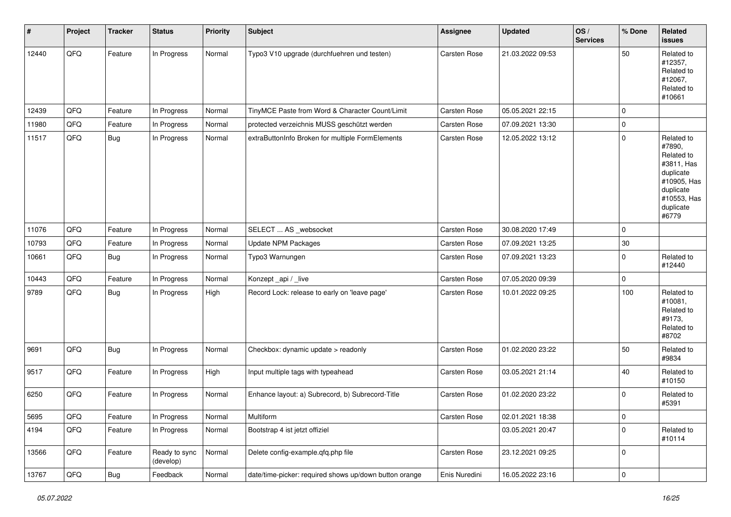| # | Project | Tracker | Status | Priority | Subject | Assignee | Updated | OS / Services | % Done | Related issues |
|---|---|---|---|---|---|---|---|---|---|---|
| 12440 | QFQ | Feature | In Progress | Normal | Typo3 V10 upgrade (durchfuehren und testen) | Carsten Rose | 21.03.2022 09:53 | | 50 | Related to #12357, Related to #12067, Related to #10661 |
| 12439 | QFQ | Feature | In Progress | Normal | TinyMCE Paste from Word & Character Count/Limit | Carsten Rose | 05.05.2021 22:15 | | 0 | |
| 11980 | QFQ | Feature | In Progress | Normal | protected verzeichnis MUSS geschützt werden | Carsten Rose | 07.09.2021 13:30 | | 0 | |
| 11517 | QFQ | Bug | In Progress | Normal | extraButtonInfo Broken for multiple FormElements | Carsten Rose | 12.05.2022 13:12 | | 0 | Related to #7890, Related to #3811, Has duplicate #10905, Has duplicate #10553, Has duplicate #6779 |
| 11076 | QFQ | Feature | In Progress | Normal | SELECT ... AS _websocket | Carsten Rose | 30.08.2020 17:49 | | 0 | |
| 10793 | QFQ | Feature | In Progress | Normal | Update NPM Packages | Carsten Rose | 07.09.2021 13:25 | | 30 | |
| 10661 | QFQ | Bug | In Progress | Normal | Typo3 Warnungen | Carsten Rose | 07.09.2021 13:23 | | 0 | Related to #12440 |
| 10443 | QFQ | Feature | In Progress | Normal | Konzept _api / _live | Carsten Rose | 07.05.2020 09:39 | | 0 | |
| 9789 | QFQ | Bug | In Progress | High | Record Lock: release to early on 'leave page' | Carsten Rose | 10.01.2022 09:25 | | 100 | Related to #10081, Related to #9173, Related to #8702 |
| 9691 | QFQ | Bug | In Progress | Normal | Checkbox: dynamic update > readonly | Carsten Rose | 01.02.2020 23:22 | | 50 | Related to #9834 |
| 9517 | QFQ | Feature | In Progress | High | Input multiple tags with typeahead | Carsten Rose | 03.05.2021 21:14 | | 40 | Related to #10150 |
| 6250 | QFQ | Feature | In Progress | Normal | Enhance layout: a) Subrecord, b) Subrecord-Title | Carsten Rose | 01.02.2020 23:22 | | 0 | Related to #5391 |
| 5695 | QFQ | Feature | In Progress | Normal | Multiform | Carsten Rose | 02.01.2021 18:38 | | 0 | |
| 4194 | QFQ | Feature | In Progress | Normal | Bootstrap 4 ist jetzt offiziel | | 03.05.2021 20:47 | | 0 | Related to #10114 |
| 13566 | QFQ | Feature | Ready to sync (develop) | Normal | Delete config-example.qfq.php file | Carsten Rose | 23.12.2021 09:25 | | 0 | |
| 13767 | QFQ | Bug | Feedback | Normal | date/time-picker: required shows up/down button orange | Enis Nuredini | 16.05.2022 23:16 | | 0 | |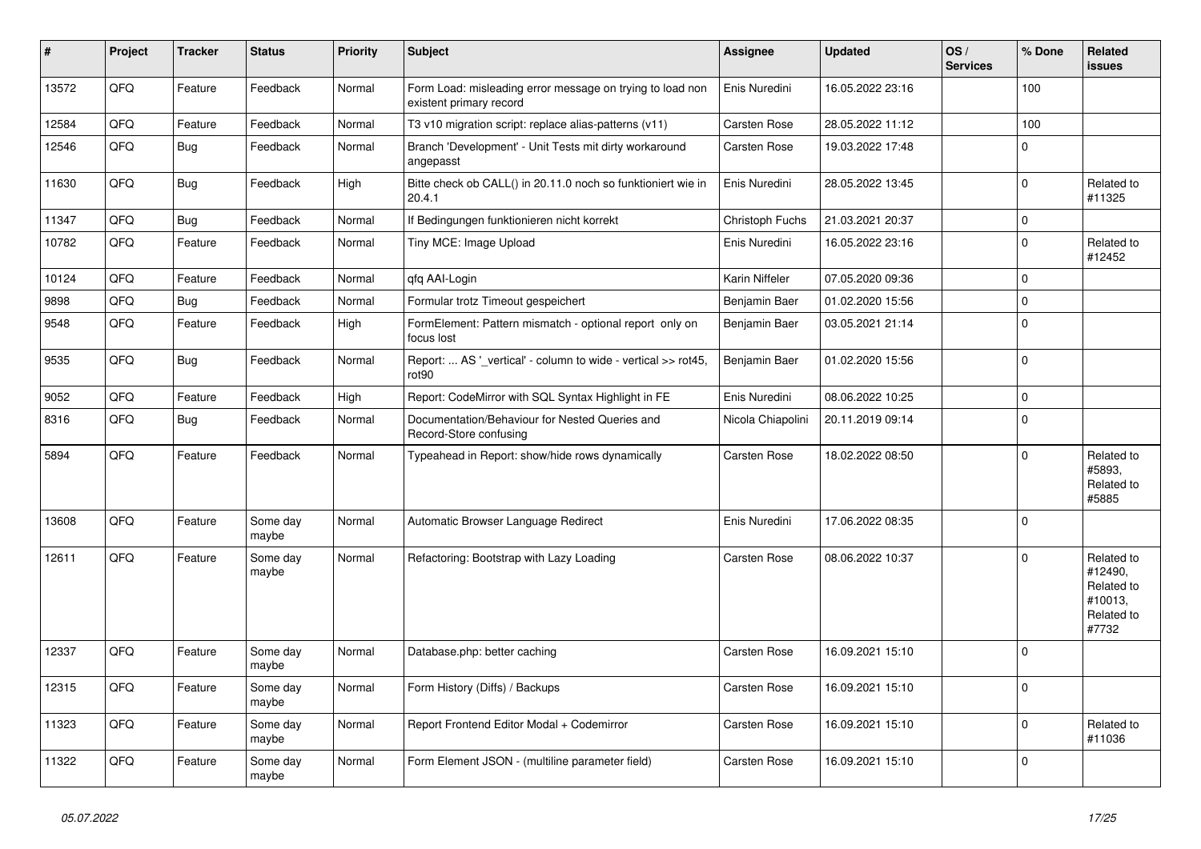| # | Project | Tracker | Status | Priority | Subject | Assignee | Updated | OS / Services | % Done | Related issues |
|---|---|---|---|---|---|---|---|---|---|---|
| 13572 | QFQ | Feature | Feedback | Normal | Form Load: misleading error message on trying to load non existent primary record | Enis Nuredini | 16.05.2022 23:16 | | 100 | |
| 12584 | QFQ | Feature | Feedback | Normal | T3 v10 migration script: replace alias-patterns (v11) | Carsten Rose | 28.05.2022 11:12 | | 100 | |
| 12546 | QFQ | Bug | Feedback | Normal | Branch 'Development' - Unit Tests mit dirty workaround angepasst | Carsten Rose | 19.03.2022 17:48 | | 0 | |
| 11630 | QFQ | Bug | Feedback | High | Bitte check ob CALL() in 20.11.0 noch so funktioniert wie in 20.4.1 | Enis Nuredini | 28.05.2022 13:45 | | 0 | Related to #11325 |
| 11347 | QFQ | Bug | Feedback | Normal | If Bedingungen funktionieren nicht korrekt | Christoph Fuchs | 21.03.2021 20:37 | | 0 | |
| 10782 | QFQ | Feature | Feedback | Normal | Tiny MCE: Image Upload | Enis Nuredini | 16.05.2022 23:16 | | 0 | Related to #12452 |
| 10124 | QFQ | Feature | Feedback | Normal | qfq AAI-Login | Karin Niffeler | 07.05.2020 09:36 | | 0 | |
| 9898 | QFQ | Bug | Feedback | Normal | Formular trotz Timeout gespeichert | Benjamin Baer | 01.02.2020 15:56 | | 0 | |
| 9548 | QFQ | Feature | Feedback | High | FormElement: Pattern mismatch - optional report only on focus lost | Benjamin Baer | 03.05.2021 21:14 | | 0 | |
| 9535 | QFQ | Bug | Feedback | Normal | Report: ... AS '_vertical' - column to wide - vertical >> rot45, rot90 | Benjamin Baer | 01.02.2020 15:56 | | 0 | |
| 9052 | QFQ | Feature | Feedback | High | Report: CodeMirror with SQL Syntax Highlight in FE | Enis Nuredini | 08.06.2022 10:25 | | 0 | |
| 8316 | QFQ | Bug | Feedback | Normal | Documentation/Behaviour for Nested Queries and Record-Store confusing | Nicola Chiapolini | 20.11.2019 09:14 | | 0 | |
| 5894 | QFQ | Feature | Feedback | Normal | Typeahead in Report: show/hide rows dynamically | Carsten Rose | 18.02.2022 08:50 | | 0 | Related to #5893, Related to #5885 |
| 13608 | QFQ | Feature | Some day maybe | Normal | Automatic Browser Language Redirect | Enis Nuredini | 17.06.2022 08:35 | | 0 | |
| 12611 | QFQ | Feature | Some day maybe | Normal | Refactoring: Bootstrap with Lazy Loading | Carsten Rose | 08.06.2022 10:37 | | 0 | Related to #12490, Related to #10013, Related to #7732 |
| 12337 | QFQ | Feature | Some day maybe | Normal | Database.php: better caching | Carsten Rose | 16.09.2021 15:10 | | 0 | |
| 12315 | QFQ | Feature | Some day maybe | Normal | Form History (Diffs) / Backups | Carsten Rose | 16.09.2021 15:10 | | 0 | |
| 11323 | QFQ | Feature | Some day maybe | Normal | Report Frontend Editor Modal + Codemirror | Carsten Rose | 16.09.2021 15:10 | | 0 | Related to #11036 |
| 11322 | QFQ | Feature | Some day maybe | Normal | Form Element JSON - (multiline parameter field) | Carsten Rose | 16.09.2021 15:10 | | 0 | |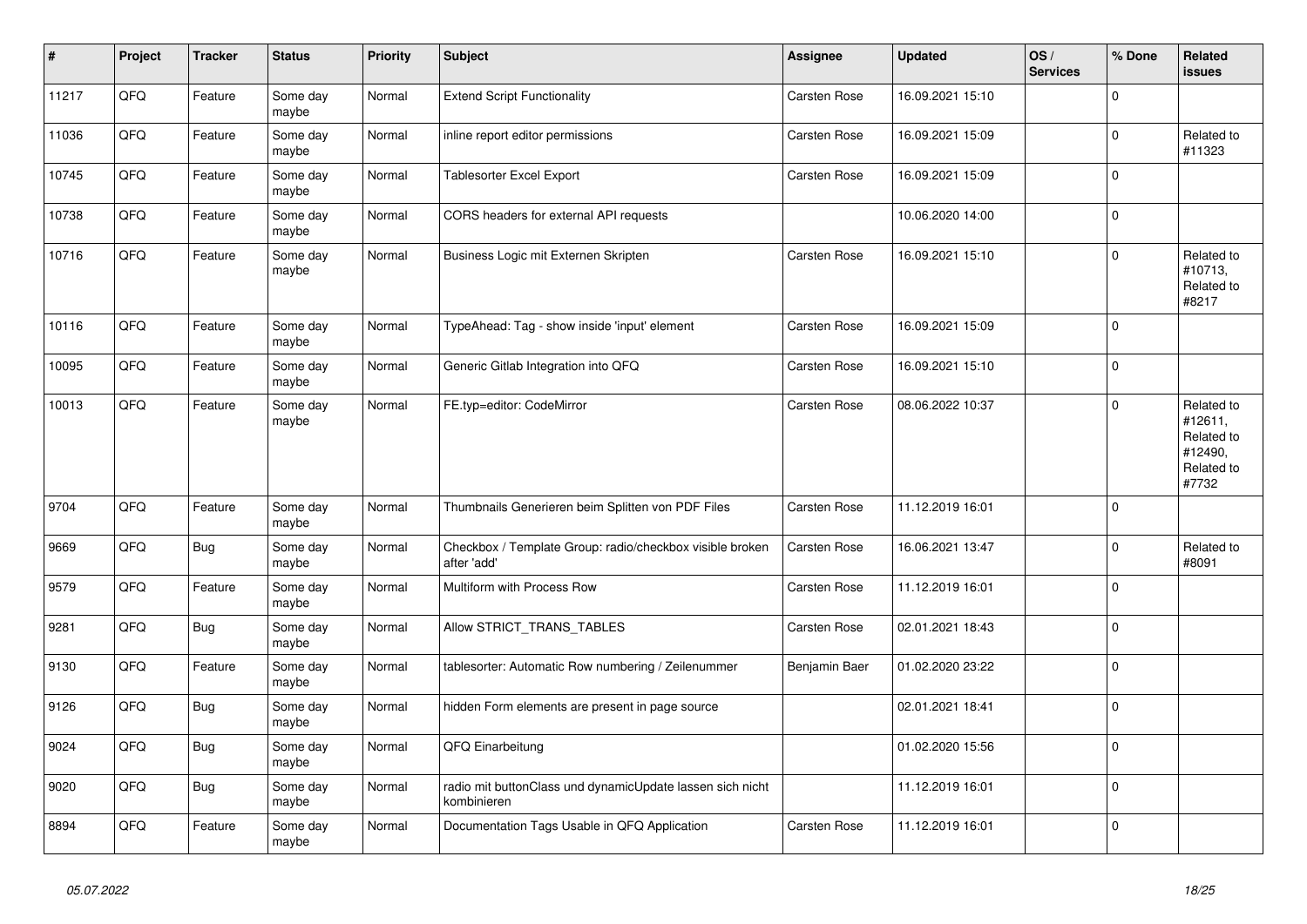| # | Project | Tracker | Status | Priority | Subject | Assignee | Updated | OS / Services | % Done | Related issues |
|---|---|---|---|---|---|---|---|---|---|---|
| 11217 | QFQ | Feature | Some day maybe | Normal | Extend Script Functionality | Carsten Rose | 16.09.2021 15:10 | | 0 | |
| 11036 | QFQ | Feature | Some day maybe | Normal | inline report editor permissions | Carsten Rose | 16.09.2021 15:09 | | 0 | Related to #11323 |
| 10745 | QFQ | Feature | Some day maybe | Normal | Tablesorter Excel Export | Carsten Rose | 16.09.2021 15:09 | | 0 | |
| 10738 | QFQ | Feature | Some day maybe | Normal | CORS headers for external API requests | | 10.06.2020 14:00 | | 0 | |
| 10716 | QFQ | Feature | Some day maybe | Normal | Business Logic mit Externen Skripten | Carsten Rose | 16.09.2021 15:10 | | 0 | Related to #10713, Related to #8217 |
| 10116 | QFQ | Feature | Some day maybe | Normal | TypeAhead: Tag - show inside 'input' element | Carsten Rose | 16.09.2021 15:09 | | 0 | |
| 10095 | QFQ | Feature | Some day maybe | Normal | Generic Gitlab Integration into QFQ | Carsten Rose | 16.09.2021 15:10 | | 0 | |
| 10013 | QFQ | Feature | Some day maybe | Normal | FE.typ=editor: CodeMirror | Carsten Rose | 08.06.2022 10:37 | | 0 | Related to #12611, Related to #12490, Related to #7732 |
| 9704 | QFQ | Feature | Some day maybe | Normal | Thumbnails Generieren beim Splitten von PDF Files | Carsten Rose | 11.12.2019 16:01 | | 0 | |
| 9669 | QFQ | Bug | Some day maybe | Normal | Checkbox / Template Group: radio/checkbox visible broken after 'add' | Carsten Rose | 16.06.2021 13:47 | | 0 | Related to #8091 |
| 9579 | QFQ | Feature | Some day maybe | Normal | Multiform with Process Row | Carsten Rose | 11.12.2019 16:01 | | 0 | |
| 9281 | QFQ | Bug | Some day maybe | Normal | Allow STRICT_TRANS_TABLES | Carsten Rose | 02.01.2021 18:43 | | 0 | |
| 9130 | QFQ | Feature | Some day maybe | Normal | tablesorter: Automatic Row numbering / Zeilenummer | Benjamin Baer | 01.02.2020 23:22 | | 0 | |
| 9126 | QFQ | Bug | Some day maybe | Normal | hidden Form elements are present in page source | | 02.01.2021 18:41 | | 0 | |
| 9024 | QFQ | Bug | Some day maybe | Normal | QFQ Einarbeitung | | 01.02.2020 15:56 | | 0 | |
| 9020 | QFQ | Bug | Some day maybe | Normal | radio mit buttonClass und dynamicUpdate lassen sich nicht kombinieren | | 11.12.2019 16:01 | | 0 | |
| 8894 | QFQ | Feature | Some day maybe | Normal | Documentation Tags Usable in QFQ Application | Carsten Rose | 11.12.2019 16:01 | | 0 | |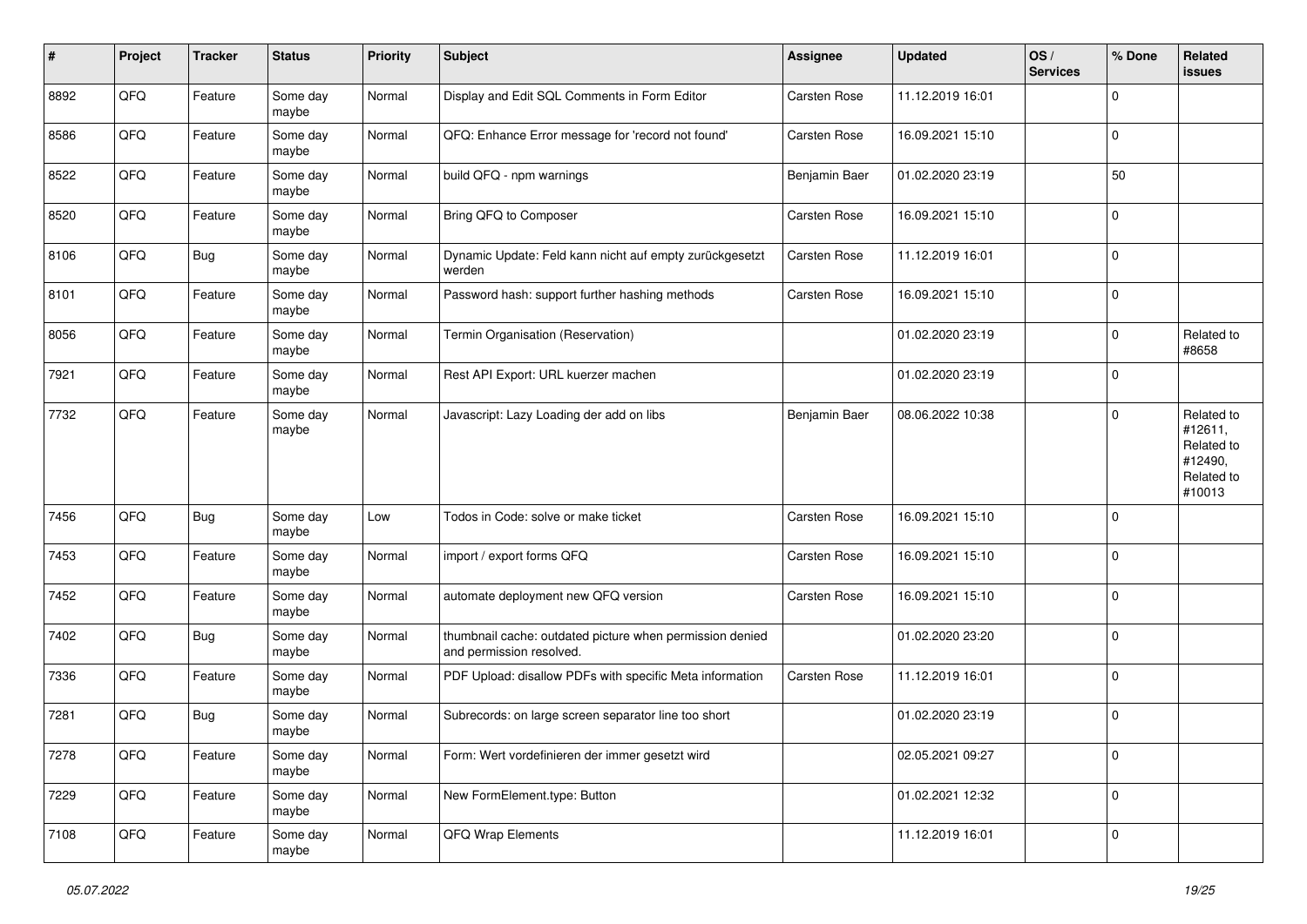| # | Project | Tracker | Status | Priority | Subject | Assignee | Updated | OS / Services | % Done | Related issues |
|---|---|---|---|---|---|---|---|---|---|---|
| 8892 | QFQ | Feature | Some day maybe | Normal | Display and Edit SQL Comments in Form Editor | Carsten Rose | 11.12.2019 16:01 | | 0 | |
| 8586 | QFQ | Feature | Some day maybe | Normal | QFQ: Enhance Error message for 'record not found' | Carsten Rose | 16.09.2021 15:10 | | 0 | |
| 8522 | QFQ | Feature | Some day maybe | Normal | build QFQ - npm warnings | Benjamin Baer | 01.02.2020 23:19 | | 50 | |
| 8520 | QFQ | Feature | Some day maybe | Normal | Bring QFQ to Composer | Carsten Rose | 16.09.2021 15:10 | | 0 | |
| 8106 | QFQ | Bug | Some day maybe | Normal | Dynamic Update: Feld kann nicht auf empty zurückgesetzt werden | Carsten Rose | 11.12.2019 16:01 | | 0 | |
| 8101 | QFQ | Feature | Some day maybe | Normal | Password hash: support further hashing methods | Carsten Rose | 16.09.2021 15:10 | | 0 | |
| 8056 | QFQ | Feature | Some day maybe | Normal | Termin Organisation (Reservation) | | 01.02.2020 23:19 | | 0 | Related to #8658 |
| 7921 | QFQ | Feature | Some day maybe | Normal | Rest API Export: URL kuerzer machen | | 01.02.2020 23:19 | | 0 | |
| 7732 | QFQ | Feature | Some day maybe | Normal | Javascript: Lazy Loading der add on libs | Benjamin Baer | 08.06.2022 10:38 | | 0 | Related to #12611, Related to #12490, Related to #10013 |
| 7456 | QFQ | Bug | Some day maybe | Low | Todos in Code: solve or make ticket | Carsten Rose | 16.09.2021 15:10 | | 0 | |
| 7453 | QFQ | Feature | Some day maybe | Normal | import / export forms QFQ | Carsten Rose | 16.09.2021 15:10 | | 0 | |
| 7452 | QFQ | Feature | Some day maybe | Normal | automate deployment new QFQ version | Carsten Rose | 16.09.2021 15:10 | | 0 | |
| 7402 | QFQ | Bug | Some day maybe | Normal | thumbnail cache: outdated picture when permission denied and permission resolved. | | 01.02.2020 23:20 | | 0 | |
| 7336 | QFQ | Feature | Some day maybe | Normal | PDF Upload: disallow PDFs with specific Meta information | Carsten Rose | 11.12.2019 16:01 | | 0 | |
| 7281 | QFQ | Bug | Some day maybe | Normal | Subrecords: on large screen separator line too short | | 01.02.2020 23:19 | | 0 | |
| 7278 | QFQ | Feature | Some day maybe | Normal | Form: Wert vordefinieren der immer gesetzt wird | | 02.05.2021 09:27 | | 0 | |
| 7229 | QFQ | Feature | Some day maybe | Normal | New FormElement.type: Button | | 01.02.2021 12:32 | | 0 | |
| 7108 | QFQ | Feature | Some day maybe | Normal | QFQ Wrap Elements | | 11.12.2019 16:01 | | 0 | |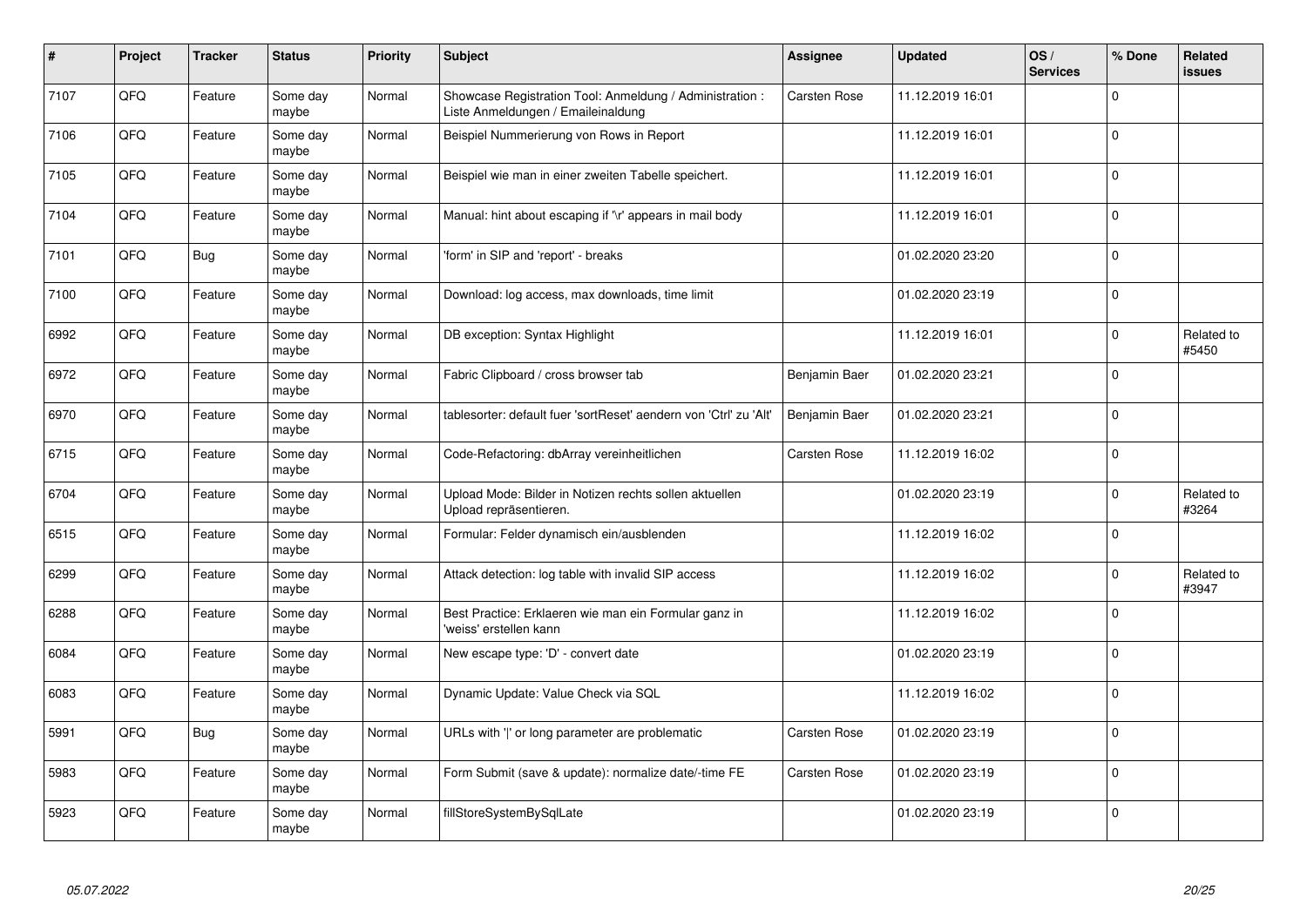| # | Project | Tracker | Status | Priority | Subject | Assignee | Updated | OS / Services | % Done | Related issues |
|---|---|---|---|---|---|---|---|---|---|---|
| 7107 | QFQ | Feature | Some day maybe | Normal | Showcase Registration Tool: Anmeldung / Administration : Liste Anmeldungen / Emaileinaldung | Carsten Rose | 11.12.2019 16:01 | | 0 | |
| 7106 | QFQ | Feature | Some day maybe | Normal | Beispiel Nummerierung von Rows in Report | | 11.12.2019 16:01 | | 0 | |
| 7105 | QFQ | Feature | Some day maybe | Normal | Beispiel wie man in einer zweiten Tabelle speichert. | | 11.12.2019 16:01 | | 0 | |
| 7104 | QFQ | Feature | Some day maybe | Normal | Manual: hint about escaping if '\r' appears in mail body | | 11.12.2019 16:01 | | 0 | |
| 7101 | QFQ | Bug | Some day maybe | Normal | 'form' in SIP and 'report' - breaks | | 01.02.2020 23:20 | | 0 | |
| 7100 | QFQ | Feature | Some day maybe | Normal | Download: log access, max downloads, time limit | | 01.02.2020 23:19 | | 0 | |
| 6992 | QFQ | Feature | Some day maybe | Normal | DB exception: Syntax Highlight | | 11.12.2019 16:01 | | 0 | Related to #5450 |
| 6972 | QFQ | Feature | Some day maybe | Normal | Fabric Clipboard / cross browser tab | Benjamin Baer | 01.02.2020 23:21 | | 0 | |
| 6970 | QFQ | Feature | Some day maybe | Normal | tablesorter: default fuer 'sortReset' aendern von 'Ctrl' zu 'Alt' | Benjamin Baer | 01.02.2020 23:21 | | 0 | |
| 6715 | QFQ | Feature | Some day maybe | Normal | Code-Refactoring: dbArray vereinheitlichen | Carsten Rose | 11.12.2019 16:02 | | 0 | |
| 6704 | QFQ | Feature | Some day maybe | Normal | Upload Mode: Bilder in Notizen rechts sollen aktuellen Upload repräsentieren. | | 01.02.2020 23:19 | | 0 | Related to #3264 |
| 6515 | QFQ | Feature | Some day maybe | Normal | Formular: Felder dynamisch ein/ausblenden | | 11.12.2019 16:02 | | 0 | |
| 6299 | QFQ | Feature | Some day maybe | Normal | Attack detection: log table with invalid SIP access | | 11.12.2019 16:02 | | 0 | Related to #3947 |
| 6288 | QFQ | Feature | Some day maybe | Normal | Best Practice: Erklaeren wie man ein Formular ganz in 'weiss' erstellen kann | | 11.12.2019 16:02 | | 0 | |
| 6084 | QFQ | Feature | Some day maybe | Normal | New escape type: 'D' - convert date | | 01.02.2020 23:19 | | 0 | |
| 6083 | QFQ | Feature | Some day maybe | Normal | Dynamic Update: Value Check via SQL | | 11.12.2019 16:02 | | 0 | |
| 5991 | QFQ | Bug | Some day maybe | Normal | URLs with '\|' or long parameter are problematic | Carsten Rose | 01.02.2020 23:19 | | 0 | |
| 5983 | QFQ | Feature | Some day maybe | Normal | Form Submit (save & update): normalize date/-time FE | Carsten Rose | 01.02.2020 23:19 | | 0 | |
| 5923 | QFQ | Feature | Some day maybe | Normal | fillStoreSystemBySqlLate | | 01.02.2020 23:19 | | 0 | |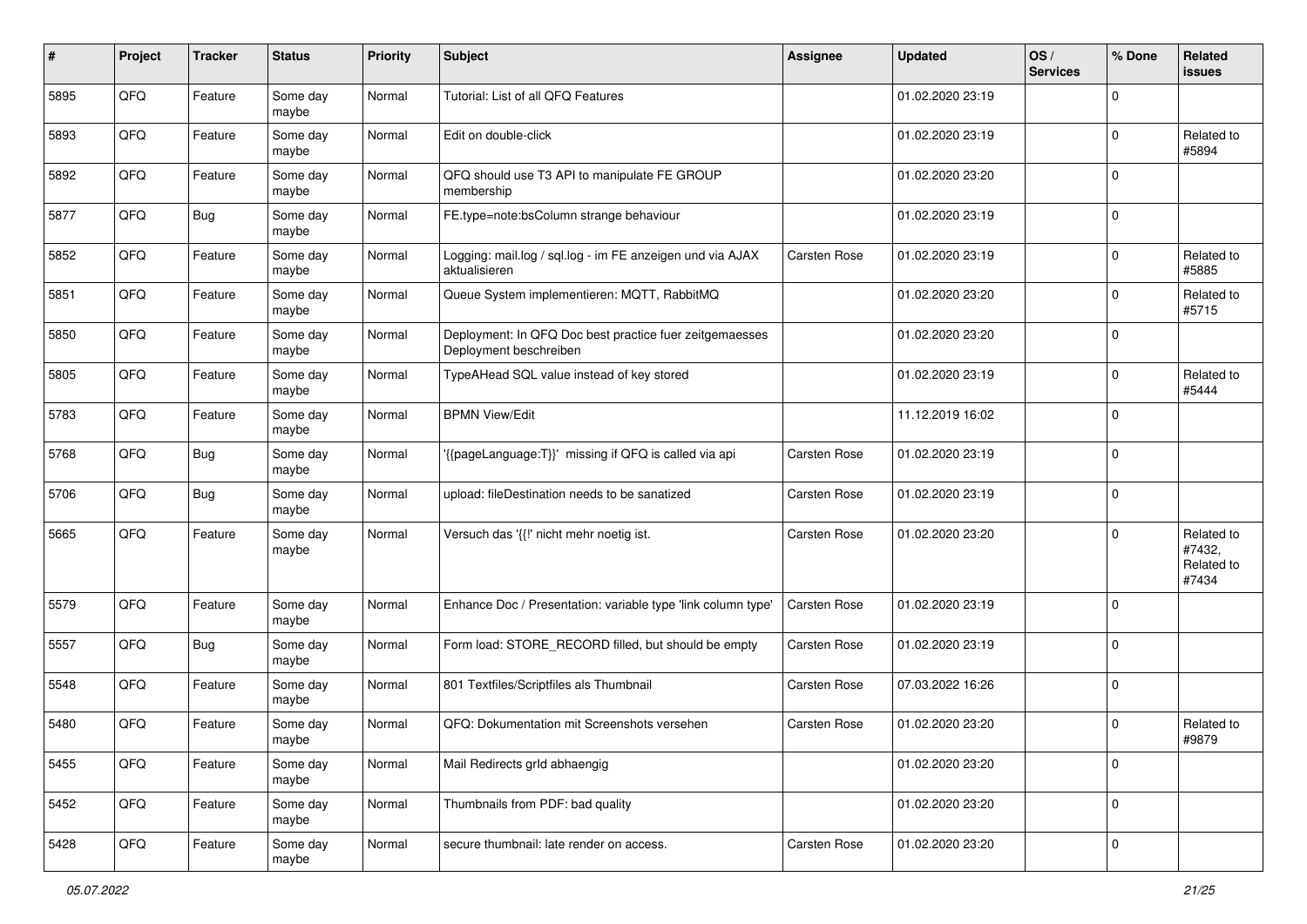| # | Project | Tracker | Status | Priority | Subject | Assignee | Updated | OS / Services | % Done | Related issues |
|---|---|---|---|---|---|---|---|---|---|---|
| 5895 | QFQ | Feature | Some day maybe | Normal | Tutorial: List of all QFQ Features | | 01.02.2020 23:19 | | 0 | |
| 5893 | QFQ | Feature | Some day maybe | Normal | Edit on double-click | | 01.02.2020 23:19 | | 0 | Related to #5894 |
| 5892 | QFQ | Feature | Some day maybe | Normal | QFQ should use T3 API to manipulate FE GROUP membership | | 01.02.2020 23:20 | | 0 | |
| 5877 | QFQ | Bug | Some day maybe | Normal | FE.type=note:bsColumn strange behaviour | | 01.02.2020 23:19 | | 0 | |
| 5852 | QFQ | Feature | Some day maybe | Normal | Logging: mail.log / sql.log - im FE anzeigen und via AJAX aktualisieren | Carsten Rose | 01.02.2020 23:19 | | 0 | Related to #5885 |
| 5851 | QFQ | Feature | Some day maybe | Normal | Queue System implementieren: MQTT, RabbitMQ | | 01.02.2020 23:20 | | 0 | Related to #5715 |
| 5850 | QFQ | Feature | Some day maybe | Normal | Deployment: In QFQ Doc best practice fuer zeitgemaesses Deployment beschreiben | | 01.02.2020 23:20 | | 0 | |
| 5805 | QFQ | Feature | Some day maybe | Normal | TypeAHead SQL value instead of key stored | | 01.02.2020 23:19 | | 0 | Related to #5444 |
| 5783 | QFQ | Feature | Some day maybe | Normal | BPMN View/Edit | | 11.12.2019 16:02 | | 0 | |
| 5768 | QFQ | Bug | Some day maybe | Normal | '{{pageLanguage:T}}' missing if QFQ is called via api | Carsten Rose | 01.02.2020 23:19 | | 0 | |
| 5706 | QFQ | Bug | Some day maybe | Normal | upload: fileDestination needs to be sanatized | Carsten Rose | 01.02.2020 23:19 | | 0 | |
| 5665 | QFQ | Feature | Some day maybe | Normal | Versuch das '{{!' nicht mehr noetig ist. | Carsten Rose | 01.02.2020 23:20 | | 0 | Related to #7432, Related to #7434 |
| 5579 | QFQ | Feature | Some day maybe | Normal | Enhance Doc / Presentation: variable type 'link column type' | Carsten Rose | 01.02.2020 23:19 | | 0 | |
| 5557 | QFQ | Bug | Some day maybe | Normal | Form load: STORE_RECORD filled, but should be empty | Carsten Rose | 01.02.2020 23:19 | | 0 | |
| 5548 | QFQ | Feature | Some day maybe | Normal | 801 Textfiles/Scriptfiles als Thumbnail | Carsten Rose | 07.03.2022 16:26 | | 0 | |
| 5480 | QFQ | Feature | Some day maybe | Normal | QFQ: Dokumentation mit Screenshots versehen | Carsten Rose | 01.02.2020 23:20 | | 0 | Related to #9879 |
| 5455 | QFQ | Feature | Some day maybe | Normal | Mail Redirects grId abhaengig | | 01.02.2020 23:20 | | 0 | |
| 5452 | QFQ | Feature | Some day maybe | Normal | Thumbnails from PDF: bad quality | | 01.02.2020 23:20 | | 0 | |
| 5428 | QFQ | Feature | Some day maybe | Normal | secure thumbnail: late render on access. | Carsten Rose | 01.02.2020 23:20 | | 0 | |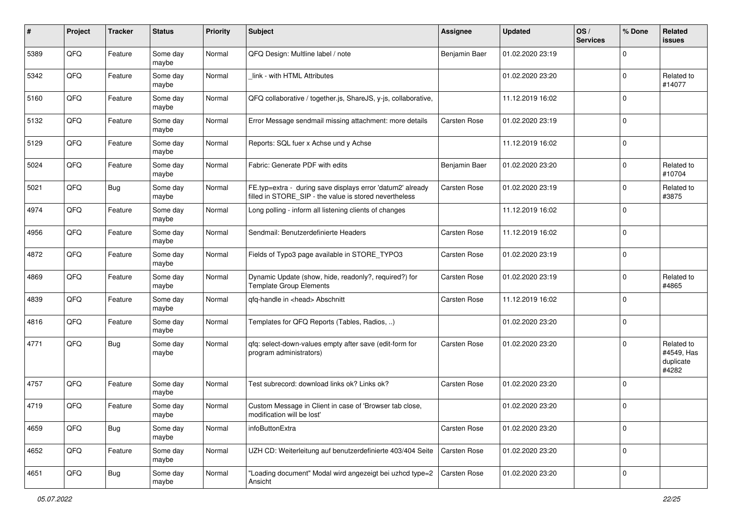| # | Project | Tracker | Status | Priority | Subject | Assignee | Updated | OS / Services | % Done | Related issues |
|---|---|---|---|---|---|---|---|---|---|---|
| 5389 | QFQ | Feature | Some day maybe | Normal | QFQ Design: Multline label / note | Benjamin Baer | 01.02.2020 23:19 | | 0 | |
| 5342 | QFQ | Feature | Some day maybe | Normal | _link - with HTML Attributes | | 01.02.2020 23:20 | | 0 | Related to #14077 |
| 5160 | QFQ | Feature | Some day maybe | Normal | QFQ collaborative / together.js, ShareJS, y-js, collaborative, | | 11.12.2019 16:02 | | 0 | |
| 5132 | QFQ | Feature | Some day maybe | Normal | Error Message sendmail missing attachment: more details | Carsten Rose | 01.02.2020 23:19 | | 0 | |
| 5129 | QFQ | Feature | Some day maybe | Normal | Reports: SQL fuer x Achse und y Achse | | 11.12.2019 16:02 | | 0 | |
| 5024 | QFQ | Feature | Some day maybe | Normal | Fabric: Generate PDF with edits | Benjamin Baer | 01.02.2020 23:20 | | 0 | Related to #10704 |
| 5021 | QFQ | Bug | Some day maybe | Normal | FE.typ=extra - during save displays error 'datum2' already filled in STORE_SIP - the value is stored nevertheless | Carsten Rose | 01.02.2020 23:19 | | 0 | Related to #3875 |
| 4974 | QFQ | Feature | Some day maybe | Normal | Long polling - inform all listening clients of changes | | 11.12.2019 16:02 | | 0 | |
| 4956 | QFQ | Feature | Some day maybe | Normal | Sendmail: Benutzerdefinierte Headers | Carsten Rose | 11.12.2019 16:02 | | 0 | |
| 4872 | QFQ | Feature | Some day maybe | Normal | Fields of Typo3 page available in STORE_TYPO3 | Carsten Rose | 01.02.2020 23:19 | | 0 | |
| 4869 | QFQ | Feature | Some day maybe | Normal | Dynamic Update (show, hide, readonly?, required?) for Template Group Elements | Carsten Rose | 01.02.2020 23:19 | | 0 | Related to #4865 |
| 4839 | QFQ | Feature | Some day maybe | Normal | qfq-handle in <head> Abschnitt | Carsten Rose | 11.12.2019 16:02 | | 0 | |
| 4816 | QFQ | Feature | Some day maybe | Normal | Templates for QFQ Reports (Tables, Radios, ..) | | 01.02.2020 23:20 | | 0 | |
| 4771 | QFQ | Bug | Some day maybe | Normal | qfq: select-down-values empty after save (edit-form for program administrators) | Carsten Rose | 01.02.2020 23:20 | | 0 | Related to #4549, Has duplicate #4282 |
| 4757 | QFQ | Feature | Some day maybe | Normal | Test subrecord: download links ok? Links ok? | Carsten Rose | 01.02.2020 23:20 | | 0 | |
| 4719 | QFQ | Feature | Some day maybe | Normal | Custom Message in Client in case of 'Browser tab close, modification will be lost' | | 01.02.2020 23:20 | | 0 | |
| 4659 | QFQ | Bug | Some day maybe | Normal | infoButtonExtra | Carsten Rose | 01.02.2020 23:20 | | 0 | |
| 4652 | QFQ | Feature | Some day maybe | Normal | UZH CD: Weiterleitung auf benutzerdefinierte 403/404 Seite | Carsten Rose | 01.02.2020 23:20 | | 0 | |
| 4651 | QFQ | Bug | Some day maybe | Normal | "Loading document" Modal wird angezeigt bei uzhcd type=2 Ansicht | Carsten Rose | 01.02.2020 23:20 | | 0 | |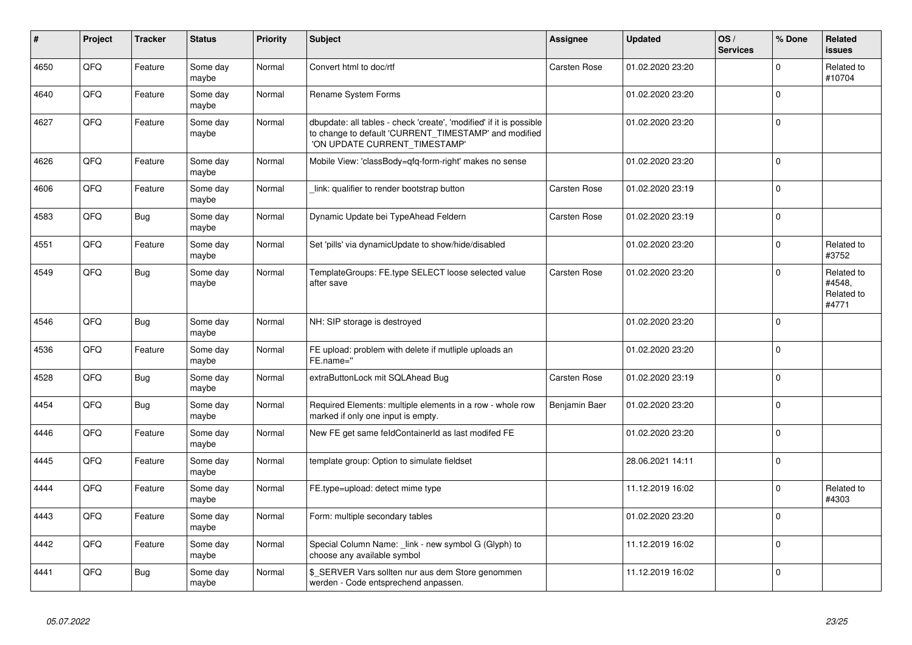| # | Project | Tracker | Status | Priority | Subject | Assignee | Updated | OS / Services | % Done | Related issues |
|---|---|---|---|---|---|---|---|---|---|---|
| 4650 | QFQ | Feature | Some day maybe | Normal | Convert html to doc/rtf | Carsten Rose | 01.02.2020 23:20 | | 0 | Related to #10704 |
| 4640 | QFQ | Feature | Some day maybe | Normal | Rename System Forms | | 01.02.2020 23:20 | | 0 | |
| 4627 | QFQ | Feature | Some day maybe | Normal | dbupdate: all tables - check 'create', 'modified' if it is possible to change to default 'CURRENT_TIMESTAMP' and modified 'ON UPDATE CURRENT_TIMESTAMP' | | 01.02.2020 23:20 | | 0 | |
| 4626 | QFQ | Feature | Some day maybe | Normal | Mobile View: 'classBody=qfq-form-right' makes no sense | | 01.02.2020 23:20 | | 0 | |
| 4606 | QFQ | Feature | Some day maybe | Normal | _link: qualifier to render bootstrap button | Carsten Rose | 01.02.2020 23:19 | | 0 | |
| 4583 | QFQ | Bug | Some day maybe | Normal | Dynamic Update bei TypeAhead Feldern | Carsten Rose | 01.02.2020 23:19 | | 0 | |
| 4551 | QFQ | Feature | Some day maybe | Normal | Set 'pills' via dynamicUpdate to show/hide/disabled | | 01.02.2020 23:20 | | 0 | Related to #3752 |
| 4549 | QFQ | Bug | Some day maybe | Normal | TemplateGroups: FE.type SELECT loose selected value after save | Carsten Rose | 01.02.2020 23:20 | | 0 | Related to #4548, Related to #4771 |
| 4546 | QFQ | Bug | Some day maybe | Normal | NH: SIP storage is destroyed | | 01.02.2020 23:20 | | 0 | |
| 4536 | QFQ | Feature | Some day maybe | Normal | FE upload: problem with delete if mutliple uploads an FE.name='' | | 01.02.2020 23:20 | | 0 | |
| 4528 | QFQ | Bug | Some day maybe | Normal | extraButtonLock mit SQLAhead Bug | Carsten Rose | 01.02.2020 23:19 | | 0 | |
| 4454 | QFQ | Bug | Some day maybe | Normal | Required Elements: multiple elements in a row - whole row marked if only one input is empty. | Benjamin Baer | 01.02.2020 23:20 | | 0 | |
| 4446 | QFQ | Feature | Some day maybe | Normal | New FE get same feldContainerId as last modifed FE | | 01.02.2020 23:20 | | 0 | |
| 4445 | QFQ | Feature | Some day maybe | Normal | template group: Option to simulate fieldset | | 28.06.2021 14:11 | | 0 | |
| 4444 | QFQ | Feature | Some day maybe | Normal | FE.type=upload: detect mime type | | 11.12.2019 16:02 | | 0 | Related to #4303 |
| 4443 | QFQ | Feature | Some day maybe | Normal | Form: multiple secondary tables | | 01.02.2020 23:20 | | 0 | |
| 4442 | QFQ | Feature | Some day maybe | Normal | Special Column Name: _link - new symbol G (Glyph) to choose any available symbol | | 11.12.2019 16:02 | | 0 | |
| 4441 | QFQ | Bug | Some day maybe | Normal | $_SERVER Vars sollten nur aus dem Store genommen werden - Code entsprechend anpassen. | | 11.12.2019 16:02 | | 0 | |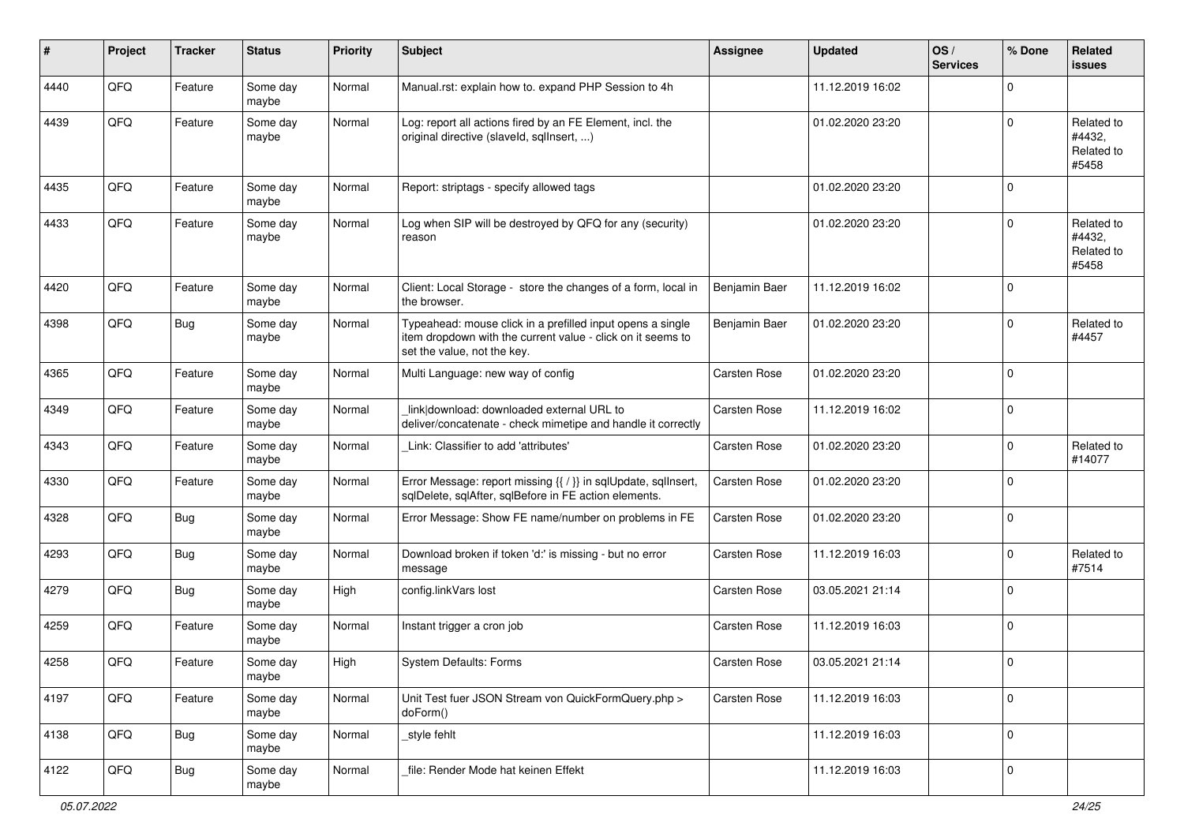| # | Project | Tracker | Status | Priority | Subject | Assignee | Updated | OS / Services | % Done | Related issues |
|---|---|---|---|---|---|---|---|---|---|---|
| 4440 | QFQ | Feature | Some day maybe | Normal | Manual.rst: explain how to. expand PHP Session to 4h | | 11.12.2019 16:02 | | 0 | |
| 4439 | QFQ | Feature | Some day maybe | Normal | Log: report all actions fired by an FE Element, incl. the original directive (slaveId, sqlInsert, ...) | | 01.02.2020 23:20 | | 0 | Related to #4432, Related to #5458 |
| 4435 | QFQ | Feature | Some day maybe | Normal | Report: striptags - specify allowed tags | | 01.02.2020 23:20 | | 0 | |
| 4433 | QFQ | Feature | Some day maybe | Normal | Log when SIP will be destroyed by QFQ for any (security) reason | | 01.02.2020 23:20 | | 0 | Related to #4432, Related to #5458 |
| 4420 | QFQ | Feature | Some day maybe | Normal | Client: Local Storage - store the changes of a form, local in the browser. | Benjamin Baer | 11.12.2019 16:02 | | 0 | |
| 4398 | QFQ | Bug | Some day maybe | Normal | Typeahead: mouse click in a prefilled input opens a single item dropdown with the current value - click on it seems to set the value, not the key. | Benjamin Baer | 01.02.2020 23:20 | | 0 | Related to #4457 |
| 4365 | QFQ | Feature | Some day maybe | Normal | Multi Language: new way of config | Carsten Rose | 01.02.2020 23:20 | | 0 | |
| 4349 | QFQ | Feature | Some day maybe | Normal | _link\|download: downloaded external URL to deliver/concatenate - check mimetipe and handle it correctly | Carsten Rose | 11.12.2019 16:02 | | 0 | |
| 4343 | QFQ | Feature | Some day maybe | Normal | _Link: Classifier to add 'attributes' | Carsten Rose | 01.02.2020 23:20 | | 0 | Related to #14077 |
| 4330 | QFQ | Feature | Some day maybe | Normal | Error Message: report missing {{ / }} in sqlUpdate, sqlInsert, sqlDelete, sqlAfter, sqlBefore in FE action elements. | Carsten Rose | 01.02.2020 23:20 | | 0 | |
| 4328 | QFQ | Bug | Some day maybe | Normal | Error Message: Show FE name/number on problems in FE | Carsten Rose | 01.02.2020 23:20 | | 0 | |
| 4293 | QFQ | Bug | Some day maybe | Normal | Download broken if token 'd:' is missing - but no error message | Carsten Rose | 11.12.2019 16:03 | | 0 | Related to #7514 |
| 4279 | QFQ | Bug | Some day maybe | High | config.linkVars lost | Carsten Rose | 03.05.2021 21:14 | | 0 | |
| 4259 | QFQ | Feature | Some day maybe | Normal | Instant trigger a cron job | Carsten Rose | 11.12.2019 16:03 | | 0 | |
| 4258 | QFQ | Feature | Some day maybe | High | System Defaults: Forms | Carsten Rose | 03.05.2021 21:14 | | 0 | |
| 4197 | QFQ | Feature | Some day maybe | Normal | Unit Test fuer JSON Stream von QuickFormQuery.php > doForm() | Carsten Rose | 11.12.2019 16:03 | | 0 | |
| 4138 | QFQ | Bug | Some day maybe | Normal | _style fehlt | | 11.12.2019 16:03 | | 0 | |
| 4122 | QFQ | Bug | Some day maybe | Normal | _file: Render Mode hat keinen Effekt | | 11.12.2019 16:03 | | 0 | |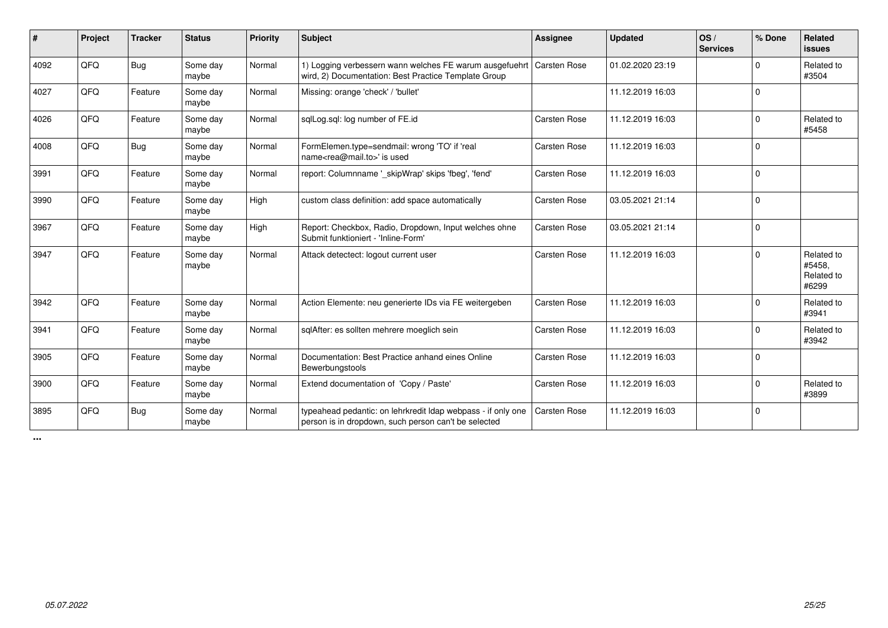| # | Project | Tracker | Status | Priority | Subject | Assignee | Updated | OS / Services | % Done | Related issues |
|---|---|---|---|---|---|---|---|---|---|---|
| 4092 | QFQ | Bug | Some day maybe | Normal | 1) Logging verbessern wann welches FE warum ausgefuehrt wird, 2) Documentation: Best Practice Template Group | Carsten Rose | 01.02.2020 23:19 | | 0 | Related to #3504 |
| 4027 | QFQ | Feature | Some day maybe | Normal | Missing: orange 'check' / 'bullet' | | 11.12.2019 16:03 | | 0 | |
| 4026 | QFQ | Feature | Some day maybe | Normal | sqlLog.sql: log number of FE.id | Carsten Rose | 11.12.2019 16:03 | | 0 | Related to #5458 |
| 4008 | QFQ | Bug | Some day maybe | Normal | FormElemen.type=sendmail: wrong 'TO' if 'real name<rea@mail.to>' is used | Carsten Rose | 11.12.2019 16:03 | | 0 | |
| 3991 | QFQ | Feature | Some day maybe | Normal | report: Columnname '_skipWrap' skips 'fbeg', 'fend' | Carsten Rose | 11.12.2019 16:03 | | 0 | |
| 3990 | QFQ | Feature | Some day maybe | High | custom class definition: add space automatically | Carsten Rose | 03.05.2021 21:14 | | 0 | |
| 3967 | QFQ | Feature | Some day maybe | High | Report: Checkbox, Radio, Dropdown, Input welches ohne Submit funktioniert - 'Inline-Form' | Carsten Rose | 03.05.2021 21:14 | | 0 | |
| 3947 | QFQ | Feature | Some day maybe | Normal | Attack detectect: logout current user | Carsten Rose | 11.12.2019 16:03 | | 0 | Related to #5458, Related to #6299 |
| 3942 | QFQ | Feature | Some day maybe | Normal | Action Elemente: neu generierte IDs via FE weitergeben | Carsten Rose | 11.12.2019 16:03 | | 0 | Related to #3941 |
| 3941 | QFQ | Feature | Some day maybe | Normal | sqlAfter: es sollten mehrere moeglich sein | Carsten Rose | 11.12.2019 16:03 | | 0 | Related to #3942 |
| 3905 | QFQ | Feature | Some day maybe | Normal | Documentation: Best Practice anhand eines Online Bewerbungstools | Carsten Rose | 11.12.2019 16:03 | | 0 | |
| 3900 | QFQ | Feature | Some day maybe | Normal | Extend documentation of 'Copy / Paste' | Carsten Rose | 11.12.2019 16:03 | | 0 | Related to #3899 |
| 3895 | QFQ | Bug | Some day maybe | Normal | typeahead pedantic: on lehrkredit ldap webpass - if only one person is in dropdown, such person can't be selected | Carsten Rose | 11.12.2019 16:03 | | 0 | |

...